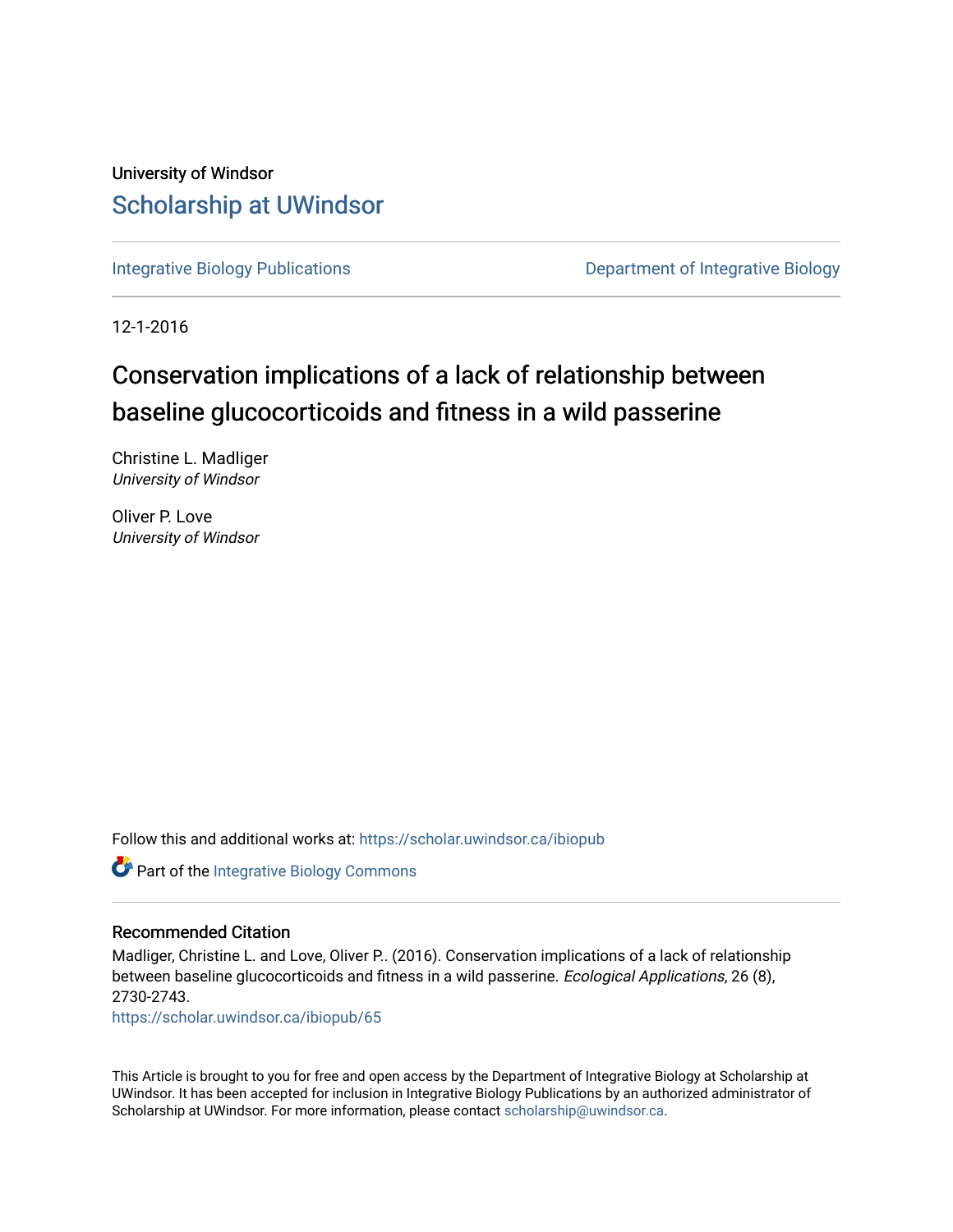University of Windsor

# Scholarship at UWindsor

Integrative Biology Publications | Department of Integrative Biology

12-1-2016

# Conservation implications of a lack of relationship between baseline glucocorticoids and fitness in a wild passerine

Christine L. Madliger
*University of Windsor*

Oliver P. Love
*University of Windsor*

Follow this and additional works at: https://scholar.uwindsor.ca/ibiopub

Part of the Integrative Biology Commons

## Recommended Citation

Madliger, Christine L. and Love, Oliver P.. (2016). Conservation implications of a lack of relationship between baseline glucocorticoids and fitness in a wild passerine. *Ecological Applications*, 26 (8), 2730-2743.
https://scholar.uwindsor.ca/ibiopub/65

This Article is brought to you for free and open access by the Department of Integrative Biology at Scholarship at UWindsor. It has been accepted for inclusion in Integrative Biology Publications by an authorized administrator of Scholarship at UWindsor. For more information, please contact scholarship@uwindsor.ca.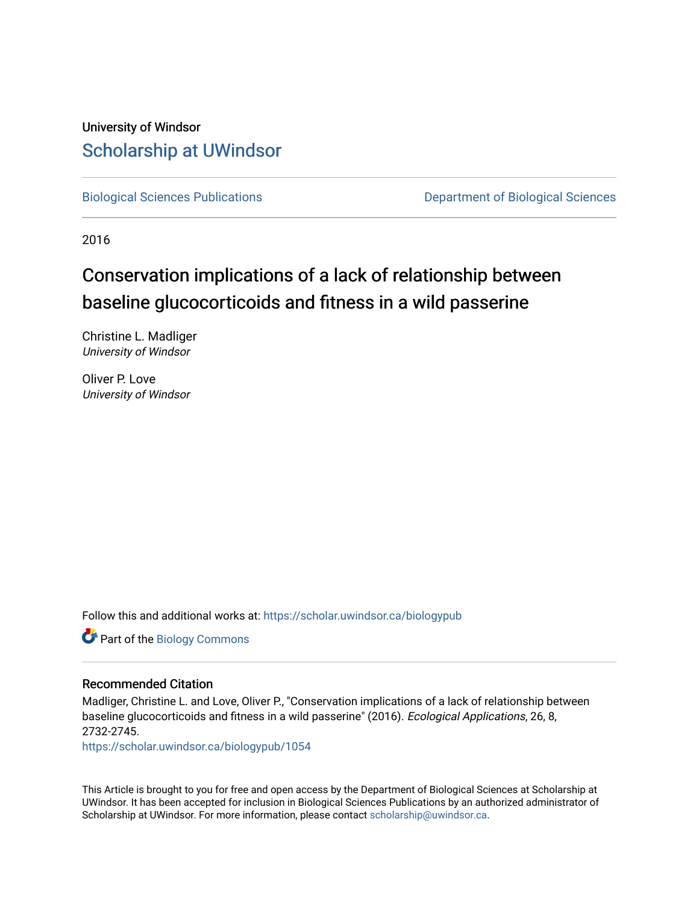University of Windsor

Scholarship at UWindsor

Biological Sciences Publications

Department of Biological Sciences

2016

# Conservation implications of a lack of relationship between baseline glucocorticoids and fitness in a wild passerine

Christine L. Madliger
*University of Windsor*

Oliver P. Love
*University of Windsor*

Follow this and additional works at: https://scholar.uwindsor.ca/biologypub

Part of the Biology Commons

## Recommended Citation

Madliger, Christine L. and Love, Oliver P., "Conservation implications of a lack of relationship between baseline glucocorticoids and fitness in a wild passerine" (2016). *Ecological Applications*, 26, 8, 2732-2745.
https://scholar.uwindsor.ca/biologypub/1054

This Article is brought to you for free and open access by the Department of Biological Sciences at Scholarship at UWindsor. It has been accepted for inclusion in Biological Sciences Publications by an authorized administrator of Scholarship at UWindsor. For more information, please contact scholarship@uwindsor.ca.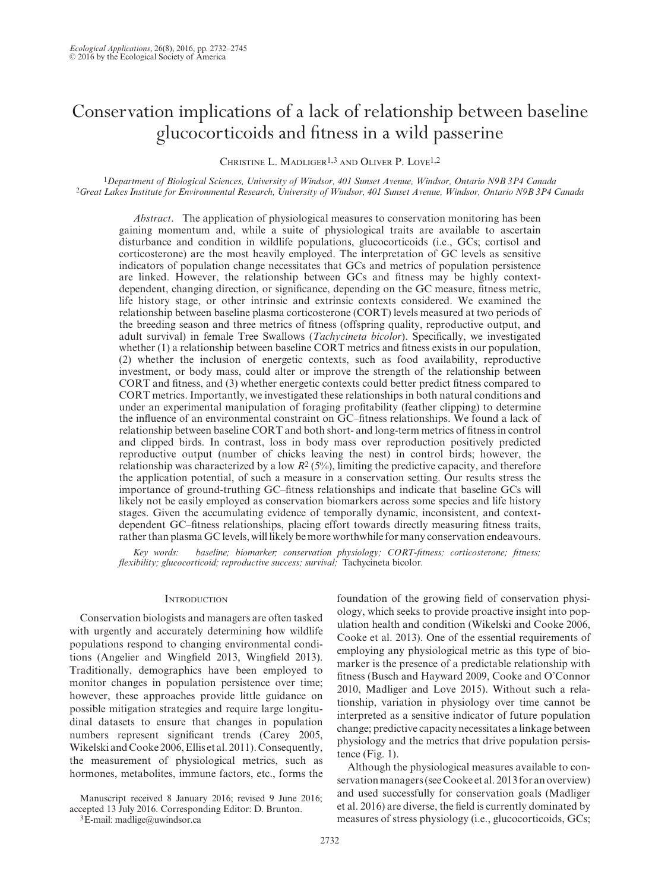# Conservation implications of a lack of relationship between baseline glucocorticoids and fitness in a wild passerine

Christine L. Madliger[1,3] and Oliver P. Love[1,2]

[1]Department of Biological Sciences, University of Windsor, 401 Sunset Avenue, Windsor, Ontario N9B 3P4 Canada
[2]Great Lakes Institute for Environmental Research, University of Windsor, 401 Sunset Avenue, Windsor, Ontario N9B 3P4 Canada

*Abstract*. The application of physiological measures to conservation monitoring has been gaining momentum and, while a suite of physiological traits are available to ascertain disturbance and condition in wildlife populations, glucocorticoids (i.e., GCs; cortisol and corticosterone) are the most heavily employed. The interpretation of GC levels as sensitive indicators of population change necessitates that GCs and metrics of population persistence are linked. However, the relationship between GCs and fitness may be highly context-dependent, changing direction, or significance, depending on the GC measure, fitness metric, life history stage, or other intrinsic and extrinsic contexts considered. We examined the relationship between baseline plasma corticosterone (CORT) levels measured at two periods of the breeding season and three metrics of fitness (offspring quality, reproductive output, and adult survival) in female Tree Swallows (*Tachycineta bicolor*). Specifically, we investigated whether (1) a relationship between baseline CORT metrics and fitness exists in our population, (2) whether the inclusion of energetic contexts, such as food availability, reproductive investment, or body mass, could alter or improve the strength of the relationship between CORT and fitness, and (3) whether energetic contexts could better predict fitness compared to CORT metrics. Importantly, we investigated these relationships in both natural conditions and under an experimental manipulation of foraging profitability (feather clipping) to determine the influence of an environmental constraint on GC–fitness relationships. We found a lack of relationship between baseline CORT and both short- and long-term metrics of fitness in control and clipped birds. In contrast, loss in body mass over reproduction positively predicted reproductive output (number of chicks leaving the nest) in control birds; however, the relationship was characterized by a low $R^2$ (5%), limiting the predictive capacity, and therefore the application potential, of such a measure in a conservation setting. Our results stress the importance of ground-truthing GC–fitness relationships and indicate that baseline GCs will likely not be easily employed as conservation biomarkers across some species and life history stages. Given the accumulating evidence of temporally dynamic, inconsistent, and context-dependent GC–fitness relationships, placing effort towards directly measuring fitness traits, rather than plasma GC levels, will likely be more worthwhile for many conservation endeavours.

*Key words*: baseline; biomarker; conservation physiology; CORT-fitness; corticosterone; fitness; flexibility; glucocorticoid; reproductive success; survival; *Tachycineta bicolor*.

## Introduction

Conservation biologists and managers are often tasked with urgently and accurately determining how wildlife populations respond to changing environmental conditions (Angelier and Wingfield 2013, Wingfield 2013). Traditionally, demographics have been employed to monitor changes in population persistence over time; however, these approaches provide little guidance on possible mitigation strategies and require large longitudinal datasets to ensure that changes in population numbers represent significant trends (Carey 2005, Wikelski and Cooke 2006, Ellis et al. 2011). Consequently, the measurement of physiological metrics, such as hormones, metabolites, immune factors, etc., forms the foundation of the growing field of conservation physiology, which seeks to provide proactive insight into population health and condition (Wikelski and Cooke 2006, Cooke et al. 2013). One of the essential requirements of employing any physiological metric as this type of biomarker is the presence of a predictable relationship with fitness (Busch and Hayward 2009, Cooke and O'Connor 2010, Madliger and Love 2015). Without such a relationship, variation in physiology over time cannot be interpreted as a sensitive indicator of future population change; predictive capacity necessitates a linkage between physiology and the metrics that drive population persistence (Fig. 1).

Although the physiological measures available to conservation managers (see Cooke et al. 2013 for an overview) and used successfully for conservation goals (Madliger et al. 2016) are diverse, the field is currently dominated by measures of stress physiology (i.e., glucocorticoids, GCs;

Manuscript received 8 January 2016; revised 9 June 2016; accepted 13 July 2016. Corresponding Editor: D. Brunton.
[3]E-mail: madlige@uwindsor.ca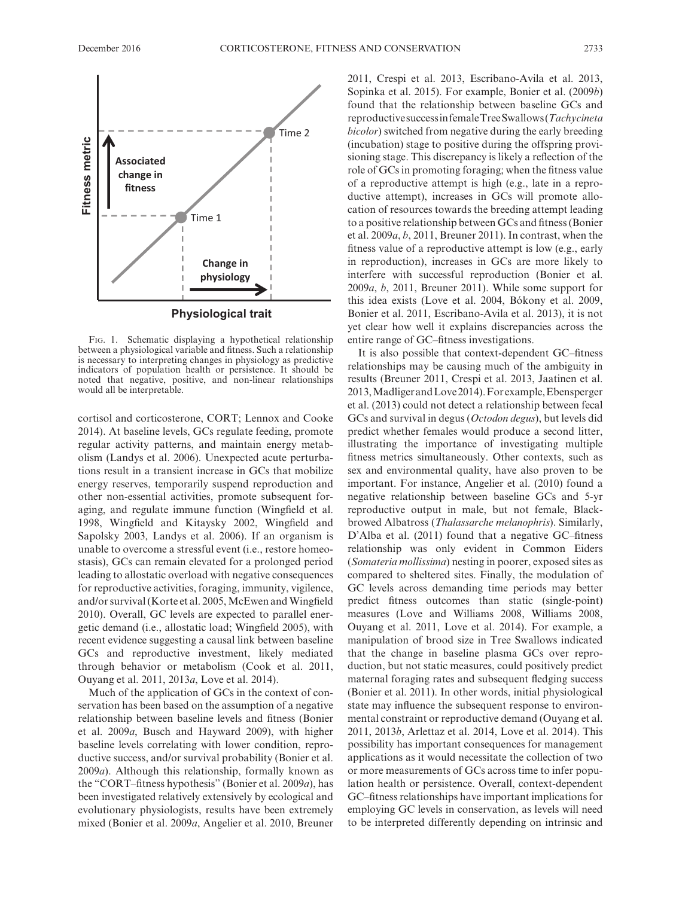Fig. 1. Schematic displaying a hypothetical relationship between a physiological variable and fitness. Such a relationship is necessary to interpreting changes in physiology as predictive indicators of population health or persistence. It should be noted that negative, positive, and non-linear relationships would all be interpretable.

cortisol and corticosterone, CORT; Lennox and Cooke 2014). At baseline levels, GCs regulate feeding, promote regular activity patterns, and maintain energy metabolism (Landys et al. 2006). Unexpected acute perturbations result in a transient increase in GCs that mobilize energy reserves, temporarily suspend reproduction and other non-essential activities, promote subsequent foraging, and regulate immune function (Wingfield et al. 1998, Wingfield and Kitaysky 2002, Wingfield and Sapolsky 2003, Landys et al. 2006). If an organism is unable to overcome a stressful event (i.e., restore homeostasis), GCs can remain elevated for a prolonged period leading to allostatic overload with negative consequences for reproductive activities, foraging, immunity, vigilence, and/or survival (Korte et al. 2005, McEwen and Wingfield 2010). Overall, GC levels are expected to parallel energetic demand (i.e., allostatic load; Wingfield 2005), with recent evidence suggesting a causal link between baseline GCs and reproductive investment, likely mediated through behavior or metabolism (Cook et al. 2011, Ouyang et al. 2011, 2013*a*, Love et al. 2014).

Much of the application of GCs in the context of conservation has been based on the assumption of a negative relationship between baseline levels and fitness (Bonier et al. 2009*a*, Busch and Hayward 2009), with higher baseline levels correlating with lower condition, reproductive success, and/or survival probability (Bonier et al. 2009*a*). Although this relationship, formally known as the "CORT–fitness hypothesis" (Bonier et al. 2009*a*), has been investigated relatively extensively by ecological and evolutionary physiologists, results have been extremely mixed (Bonier et al. 2009*a*, Angelier et al. 2010, Breuner 2011, Crespi et al. 2013, Escribano-Avila et al. 2013, Sopinka et al. 2015). For example, Bonier et al. (2009*b*) found that the relationship between baseline GCs and reproductive success in female Tree Swallows (*Tachycineta bicolor*) switched from negative during the early breeding (incubation) stage to positive during the offspring provisioning stage. This discrepancy is likely a reflection of the role of GCs in promoting foraging; when the fitness value of a reproductive attempt is high (e.g., late in a reproductive attempt), increases in GCs will promote allocation of resources towards the breeding attempt leading to a positive relationship between GCs and fitness (Bonier et al. 2009*a*, *b*, 2011, Breuner 2011). In contrast, when the fitness value of a reproductive attempt is low (e.g., early in reproduction), increases in GCs are more likely to interfere with successful reproduction (Bonier et al. 2009*a*, *b*, 2011, Breuner 2011). While some support for this idea exists (Love et al. 2004, Bókony et al. 2009, Bonier et al. 2011, Escribano-Avila et al. 2013), it is not yet clear how well it explains discrepancies across the entire range of GC–fitness investigations.

It is also possible that context-dependent GC–fitness relationships may be causing much of the ambiguity in results (Breuner 2011, Crespi et al. 2013, Jaatinen et al. 2013, Madliger and Love 2014). For example, Ebensperger et al. (2013) could not detect a relationship between fecal GCs and survival in degus (*Octodon degus*), but levels did predict whether females would produce a second litter, illustrating the importance of investigating multiple fitness metrics simultaneously. Other contexts, such as sex and environmental quality, have also proven to be important. For instance, Angelier et al. (2010) found a negative relationship between baseline GCs and 5-yr reproductive output in male, but not female, Black-browed Albatross (*Thalassarche melanophris*). Similarly, D'Alba et al. (2011) found that a negative GC–fitness relationship was only evident in Common Eiders (*Somateria mollissima*) nesting in poorer, exposed sites as compared to sheltered sites. Finally, the modulation of GC levels across demanding time periods may better predict fitness outcomes than static (single-point) measures (Love and Williams 2008, Williams 2008, Ouyang et al. 2011, Love et al. 2014). For example, a manipulation of brood size in Tree Swallows indicated that the change in baseline plasma GCs over reproduction, but not static measures, could positively predict maternal foraging rates and subsequent fledging success (Bonier et al. 2011). In other words, initial physiological state may influence the subsequent response to environmental constraint or reproductive demand (Ouyang et al. 2011, 2013*b*, Arlettaz et al. 2014, Love et al. 2014). This possibility has important consequences for management applications as it would necessitate the collection of two or more measurements of GCs across time to infer population health or persistence. Overall, context-dependent GC–fitness relationships have important implications for employing GC levels in conservation, as levels will need to be interpreted differently depending on intrinsic and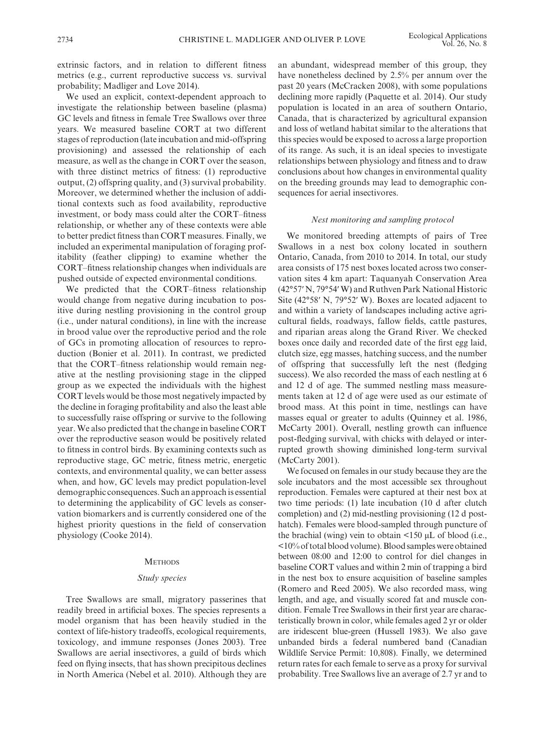extrinsic factors, and in relation to different fitness metrics (e.g., current reproductive success vs. survival probability; Madliger and Love 2014).

We used an explicit, context-dependent approach to investigate the relationship between baseline (plasma) GC levels and fitness in female Tree Swallows over three years. We measured baseline CORT at two different stages of reproduction (late incubation and mid-offspring provisioning) and assessed the relationship of each measure, as well as the change in CORT over the season, with three distinct metrics of fitness: (1) reproductive output, (2) offspring quality, and (3) survival probability. Moreover, we determined whether the inclusion of additional contexts such as food availability, reproductive investment, or body mass could alter the CORT–fitness relationship, or whether any of these contexts were able to better predict fitness than CORT measures. Finally, we included an experimental manipulation of foraging profitability (feather clipping) to examine whether the CORT–fitness relationship changes when individuals are pushed outside of expected environmental conditions.

We predicted that the CORT–fitness relationship would change from negative during incubation to positive during nestling provisioning in the control group (i.e., under natural conditions), in line with the increase in brood value over the reproductive period and the role of GCs in promoting allocation of resources to reproduction (Bonier et al. 2011). In contrast, we predicted that the CORT–fitness relationship would remain negative at the nestling provisioning stage in the clipped group as we expected the individuals with the highest CORT levels would be those most negatively impacted by the decline in foraging profitability and also the least able to successfully raise offspring or survive to the following year. We also predicted that the change in baseline CORT over the reproductive season would be positively related to fitness in control birds. By examining contexts such as reproductive stage, GC metric, fitness metric, energetic contexts, and environmental quality, we can better assess when, and how, GC levels may predict population-level demographic consequences. Such an approach is essential to determining the applicability of GC levels as conservation biomarkers and is currently considered one of the highest priority questions in the field of conservation physiology (Cooke 2014).

## Methods

### *Study species*

Tree Swallows are small, migratory passerines that readily breed in artificial boxes. The species represents a model organism that has been heavily studied in the context of life-history tradeoffs, ecological requirements, toxicology, and immune responses (Jones 2003). Tree Swallows are aerial insectivores, a guild of birds which feed on flying insects, that has shown precipitous declines in North America (Nebel et al. 2010). Although they are an abundant, widespread member of this group, they have nonetheless declined by 2.5% per annum over the past 20 years (McCracken 2008), with some populations declining more rapidly (Paquette et al. 2014). Our study population is located in an area of southern Ontario, Canada, that is characterized by agricultural expansion and loss of wetland habitat similar to the alterations that this species would be exposed to across a large proportion of its range. As such, it is an ideal species to investigate relationships between physiology and fitness and to draw conclusions about how changes in environmental quality on the breeding grounds may lead to demographic consequences for aerial insectivores.

### *Nest monitoring and sampling protocol*

We monitored breeding attempts of pairs of Tree Swallows in a nest box colony located in southern Ontario, Canada, from 2010 to 2014. In total, our study area consists of 175 nest boxes located across two conservation sites 4 km apart: Taquanyah Conservation Area (42°57′ N, 79°54′ W) and Ruthven Park National Historic Site (42°58′ N, 79°52′ W). Boxes are located adjacent to and within a variety of landscapes including active agricultural fields, roadways, fallow fields, cattle pastures, and riparian areas along the Grand River. We checked boxes once daily and recorded date of the first egg laid, clutch size, egg masses, hatching success, and the number of offspring that successfully left the nest (fledging success). We also recorded the mass of each nestling at 6 and 12 d of age. The summed nestling mass measurements taken at 12 d of age were used as our estimate of brood mass. At this point in time, nestlings can have masses equal or greater to adults (Quinney et al. 1986, McCarty 2001). Overall, nestling growth can influence post-fledging survival, with chicks with delayed or interrupted growth showing diminished long-term survival (McCarty 2001).

We focused on females in our study because they are the sole incubators and the most accessible sex throughout reproduction. Females were captured at their nest box at two time periods: (1) late incubation (10 d after clutch completion) and (2) mid-nestling provisioning (12 d post-hatch). Females were blood-sampled through puncture of the brachial (wing) vein to obtain <150 μL of blood (i.e., <10% of total blood volume). Blood samples were obtained between 08:00 and 12:00 to control for diel changes in baseline CORT values and within 2 min of trapping a bird in the nest box to ensure acquisition of baseline samples (Romero and Reed 2005). We also recorded mass, wing length, and age, and visually scored fat and muscle condition. Female Tree Swallows in their first year are characteristically brown in color, while females aged 2 yr or older are iridescent blue-green (Hussell 1983). We also gave unbanded birds a federal numbered band (Canadian Wildlife Service Permit: 10,808). Finally, we determined return rates for each female to serve as a proxy for survival probability. Tree Swallows live an average of 2.7 yr and to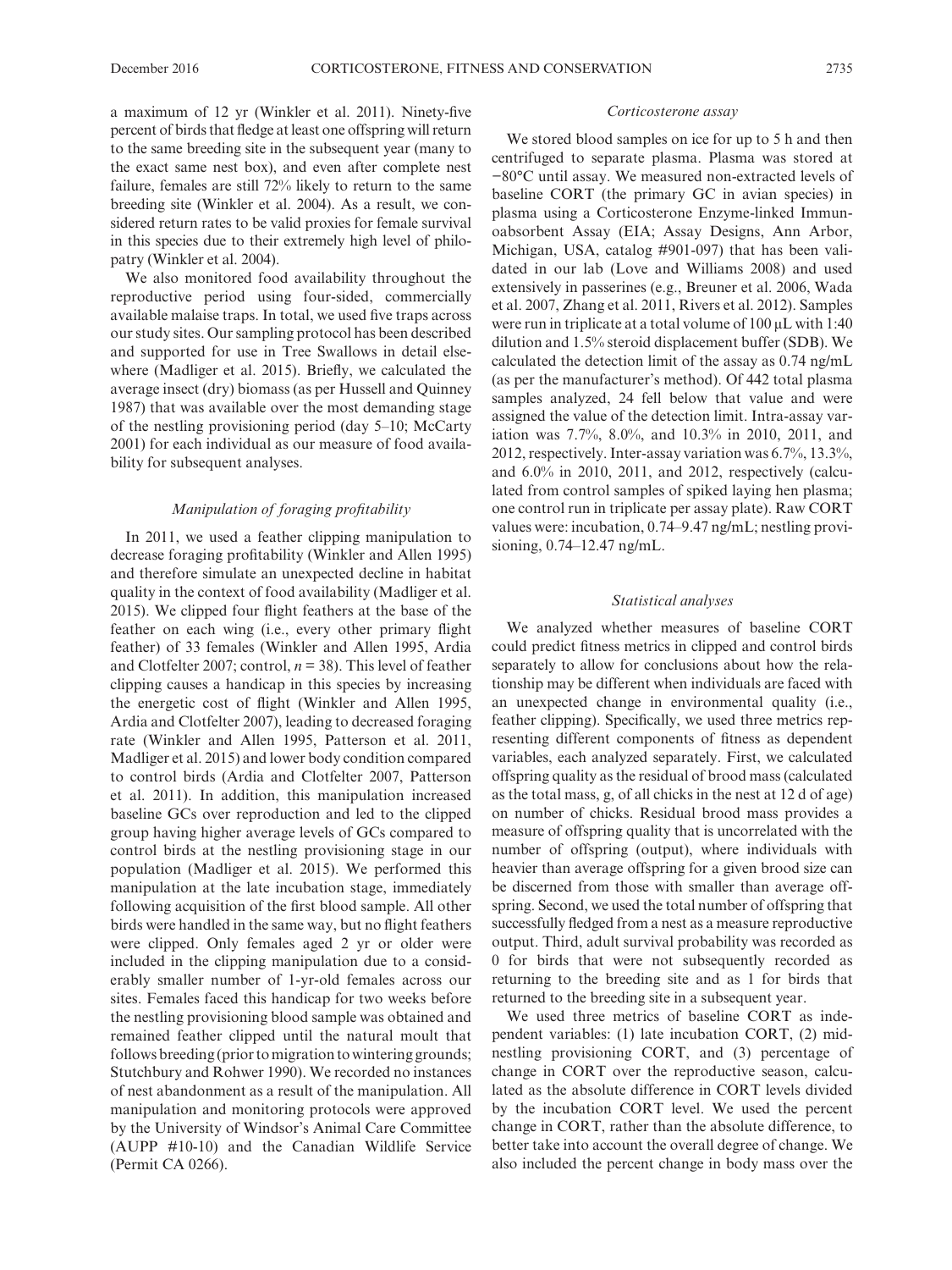a maximum of 12 yr (Winkler et al. 2011). Ninety-five percent of birds that fledge at least one offspring will return to the same breeding site in the subsequent year (many to the exact same nest box), and even after complete nest failure, females are still 72% likely to return to the same breeding site (Winkler et al. 2004). As a result, we considered return rates to be valid proxies for female survival in this species due to their extremely high level of philopatry (Winkler et al. 2004).

We also monitored food availability throughout the reproductive period using four-sided, commercially available malaise traps. In total, we used five traps across our study sites. Our sampling protocol has been described and supported for use in Tree Swallows in detail elsewhere (Madliger et al. 2015). Briefly, we calculated the average insect (dry) biomass (as per Hussell and Quinney 1987) that was available over the most demanding stage of the nestling provisioning period (day 5–10; McCarty 2001) for each individual as our measure of food availability for subsequent analyses.

### *Manipulation of foraging profitability*

In 2011, we used a feather clipping manipulation to decrease foraging profitability (Winkler and Allen 1995) and therefore simulate an unexpected decline in habitat quality in the context of food availability (Madliger et al. 2015). We clipped four flight feathers at the base of the feather on each wing (i.e., every other primary flight feather) of 33 females (Winkler and Allen 1995, Ardia and Clotfelter 2007; control, $n = 38$). This level of feather clipping causes a handicap in this species by increasing the energetic cost of flight (Winkler and Allen 1995, Ardia and Clotfelter 2007), leading to decreased foraging rate (Winkler and Allen 1995, Patterson et al. 2011, Madliger et al. 2015) and lower body condition compared to control birds (Ardia and Clotfelter 2007, Patterson et al. 2011). In addition, this manipulation increased baseline GCs over reproduction and led to the clipped group having higher average levels of GCs compared to control birds at the nestling provisioning stage in our population (Madliger et al. 2015). We performed this manipulation at the late incubation stage, immediately following acquisition of the first blood sample. All other birds were handled in the same way, but no flight feathers were clipped. Only females aged 2 yr or older were included in the clipping manipulation due to a considerably smaller number of 1-yr-old females across our sites. Females faced this handicap for two weeks before the nestling provisioning blood sample was obtained and remained feather clipped until the natural moult that follows breeding (prior to migration to wintering grounds; Stutchbury and Rohwer 1990). We recorded no instances of nest abandonment as a result of the manipulation. All manipulation and monitoring protocols were approved by the University of Windsor's Animal Care Committee (AUPP #10-10) and the Canadian Wildlife Service (Permit CA 0266).

### *Corticosterone assay*

We stored blood samples on ice for up to 5 h and then centrifuged to separate plasma. Plasma was stored at −80°C until assay. We measured non-extracted levels of baseline CORT (the primary GC in avian species) in plasma using a Corticosterone Enzyme-linked Immunoabsorbent Assay (EIA; Assay Designs, Ann Arbor, Michigan, USA, catalog #901-097) that has been validated in our lab (Love and Williams 2008) and used extensively in passerines (e.g., Breuner et al. 2006, Wada et al. 2007, Zhang et al. 2011, Rivers et al. 2012). Samples were run in triplicate at a total volume of 100 μL with 1:40 dilution and 1.5% steroid displacement buffer (SDB). We calculated the detection limit of the assay as 0.74 ng/mL (as per the manufacturer's method). Of 442 total plasma samples analyzed, 24 fell below that value and were assigned the value of the detection limit. Intra-assay variation was 7.7%, 8.0%, and 10.3% in 2010, 2011, and 2012, respectively. Inter-assay variation was 6.7%, 13.3%, and 6.0% in 2010, 2011, and 2012, respectively (calculated from control samples of spiked laying hen plasma; one control run in triplicate per assay plate). Raw CORT values were: incubation, 0.74–9.47 ng/mL; nestling provisioning, 0.74–12.47 ng/mL.

### *Statistical analyses*

We analyzed whether measures of baseline CORT could predict fitness metrics in clipped and control birds separately to allow for conclusions about how the relationship may be different when individuals are faced with an unexpected change in environmental quality (i.e., feather clipping). Specifically, we used three metrics representing different components of fitness as dependent variables, each analyzed separately. First, we calculated offspring quality as the residual of brood mass (calculated as the total mass, g, of all chicks in the nest at 12 d of age) on number of chicks. Residual brood mass provides a measure of offspring quality that is uncorrelated with the number of offspring (output), where individuals with heavier than average offspring for a given brood size can be discerned from those with smaller than average offspring. Second, we used the total number of offspring that successfully fledged from a nest as a measure reproductive output. Third, adult survival probability was recorded as 0 for birds that were not subsequently recorded as returning to the breeding site and as 1 for birds that returned to the breeding site in a subsequent year.

We used three metrics of baseline CORT as independent variables: (1) late incubation CORT, (2) mid-nestling provisioning CORT, and (3) percentage of change in CORT over the reproductive season, calculated as the absolute difference in CORT levels divided by the incubation CORT level. We used the percent change in CORT, rather than the absolute difference, to better take into account the overall degree of change. We also included the percent change in body mass over the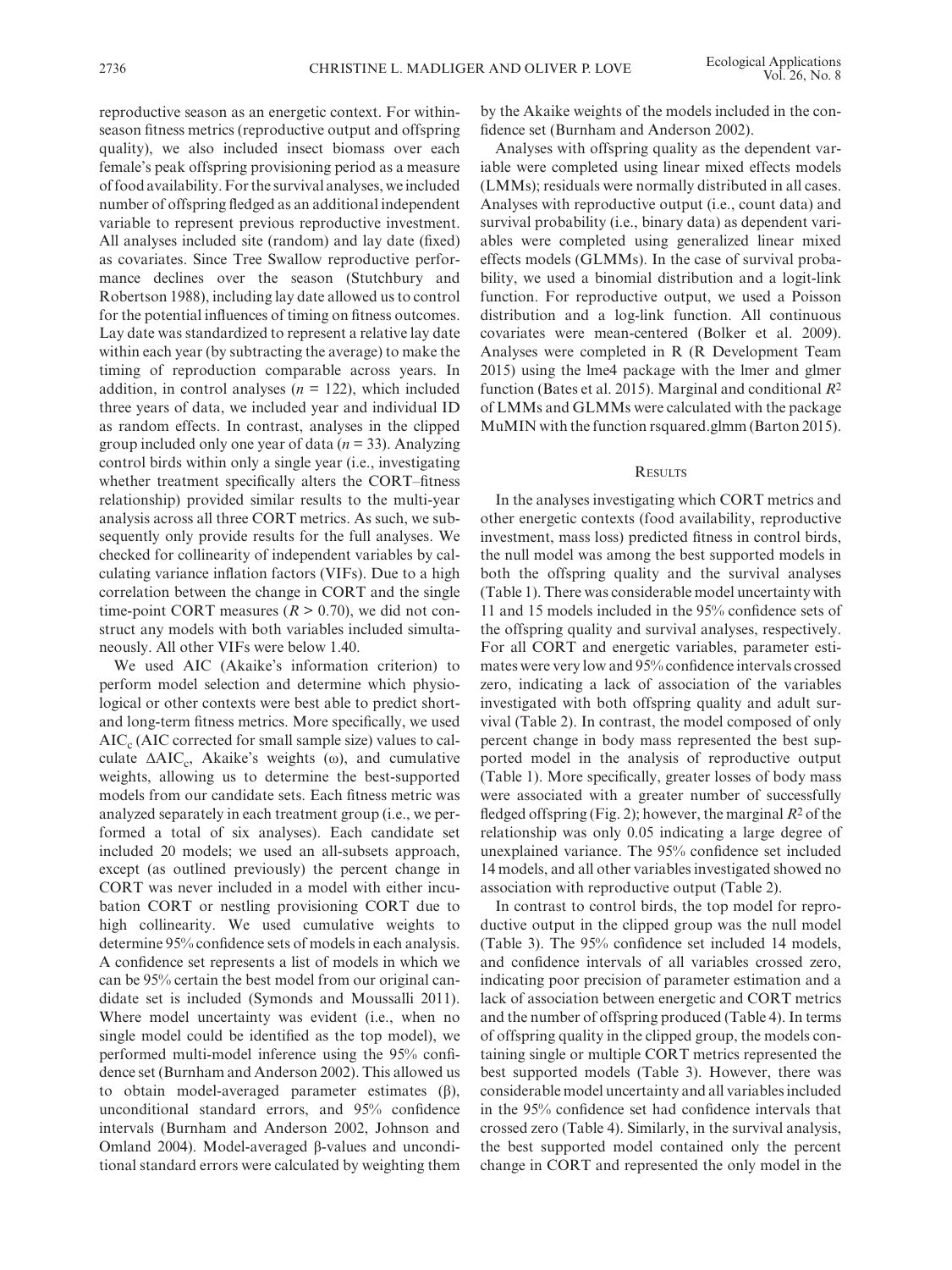reproductive season as an energetic context. For within-season fitness metrics (reproductive output and offspring quality), we also included insect biomass over each female's peak offspring provisioning period as a measure of food availability. For the survival analyses, we included number of offspring fledged as an additional independent variable to represent previous reproductive investment. All analyses included site (random) and lay date (fixed) as covariates. Since Tree Swallow reproductive performance declines over the season (Stutchbury and Robertson 1988), including lay date allowed us to control for the potential influences of timing on fitness outcomes. Lay date was standardized to represent a relative lay date within each year (by subtracting the average) to make the timing of reproduction comparable across years. In addition, in control analyses ($n = 122$), which included three years of data, we included year and individual ID as random effects. In contrast, analyses in the clipped group included only one year of data ($n = 33$). Analyzing control birds within only a single year (i.e., investigating whether treatment specifically alters the CORT–fitness relationship) provided similar results to the multi-year analysis across all three CORT metrics. As such, we subsequently only provide results for the full analyses. We checked for collinearity of independent variables by calculating variance inflation factors (VIFs). Due to a high correlation between the change in CORT and the single time-point CORT measures ($R > 0.70$), we did not construct any models with both variables included simultaneously. All other VIFs were below 1.40.

We used AIC (Akaike's information criterion) to perform model selection and determine which physiological or other contexts were best able to predict short- and long-term fitness metrics. More specifically, we used $AIC_c$ (AIC corrected for small sample size) values to calculate $\Delta AIC_c$, Akaike's weights ($\omega$), and cumulative weights, allowing us to determine the best-supported models from our candidate sets. Each fitness metric was analyzed separately in each treatment group (i.e., we performed a total of six analyses). Each candidate set included 20 models; we used an all-subsets approach, except (as outlined previously) the percent change in CORT was never included in a model with either incubation CORT or nestling provisioning CORT due to high collinearity. We used cumulative weights to determine 95% confidence sets of models in each analysis. A confidence set represents a list of models in which we can be 95% certain the best model from our original candidate set is included (Symonds and Moussalli 2011). Where model uncertainty was evident (i.e., when no single model could be identified as the top model), we performed multi-model inference using the 95% confidence set (Burnham and Anderson 2002). This allowed us to obtain model-averaged parameter estimates ($\beta$), unconditional standard errors, and 95% confidence intervals (Burnham and Anderson 2002, Johnson and Omland 2004). Model-averaged $\beta$-values and unconditional standard errors were calculated by weighting them by the Akaike weights of the models included in the confidence set (Burnham and Anderson 2002).

Analyses with offspring quality as the dependent variable were completed using linear mixed effects models (LMMs); residuals were normally distributed in all cases. Analyses with reproductive output (i.e., count data) and survival probability (i.e., binary data) as dependent variables were completed using generalized linear mixed effects models (GLMMs). In the case of survival probability, we used a binomial distribution and a logit-link function. For reproductive output, we used a Poisson distribution and a log-link function. All continuous covariates were mean-centered (Bolker et al. 2009). Analyses were completed in R (R Development Team 2015) using the lme4 package with the lmer and glmer function (Bates et al. 2015). Marginal and conditional $R^2$ of LMMs and GLMMs were calculated with the package MuMIN with the function rsquared.glmm (Barton 2015).

## Results

In the analyses investigating which CORT metrics and other energetic contexts (food availability, reproductive investment, mass loss) predicted fitness in control birds, the null model was among the best supported models in both the offspring quality and the survival analyses (Table 1). There was considerable model uncertainty with 11 and 15 models included in the 95% confidence sets of the offspring quality and survival analyses, respectively. For all CORT and energetic variables, parameter estimates were very low and 95% confidence intervals crossed zero, indicating a lack of association of the variables investigated with both offspring quality and adult survival (Table 2). In contrast, the model composed of only percent change in body mass represented the best supported model in the analysis of reproductive output (Table 1). More specifically, greater losses of body mass were associated with a greater number of successfully fledged offspring (Fig. 2); however, the marginal $R^2$ of the relationship was only 0.05 indicating a large degree of unexplained variance. The 95% confidence set included 14 models, and all other variables investigated showed no association with reproductive output (Table 2).

In contrast to control birds, the top model for reproductive output in the clipped group was the null model (Table 3). The 95% confidence set included 14 models, and confidence intervals of all variables crossed zero, indicating poor precision of parameter estimation and a lack of association between energetic and CORT metrics and the number of offspring produced (Table 4). In terms of offspring quality in the clipped group, the models containing single or multiple CORT metrics represented the best supported models (Table 3). However, there was considerable model uncertainty and all variables included in the 95% confidence set had confidence intervals that crossed zero (Table 4). Similarly, in the survival analysis, the best supported model contained only the percent change in CORT and represented the only model in the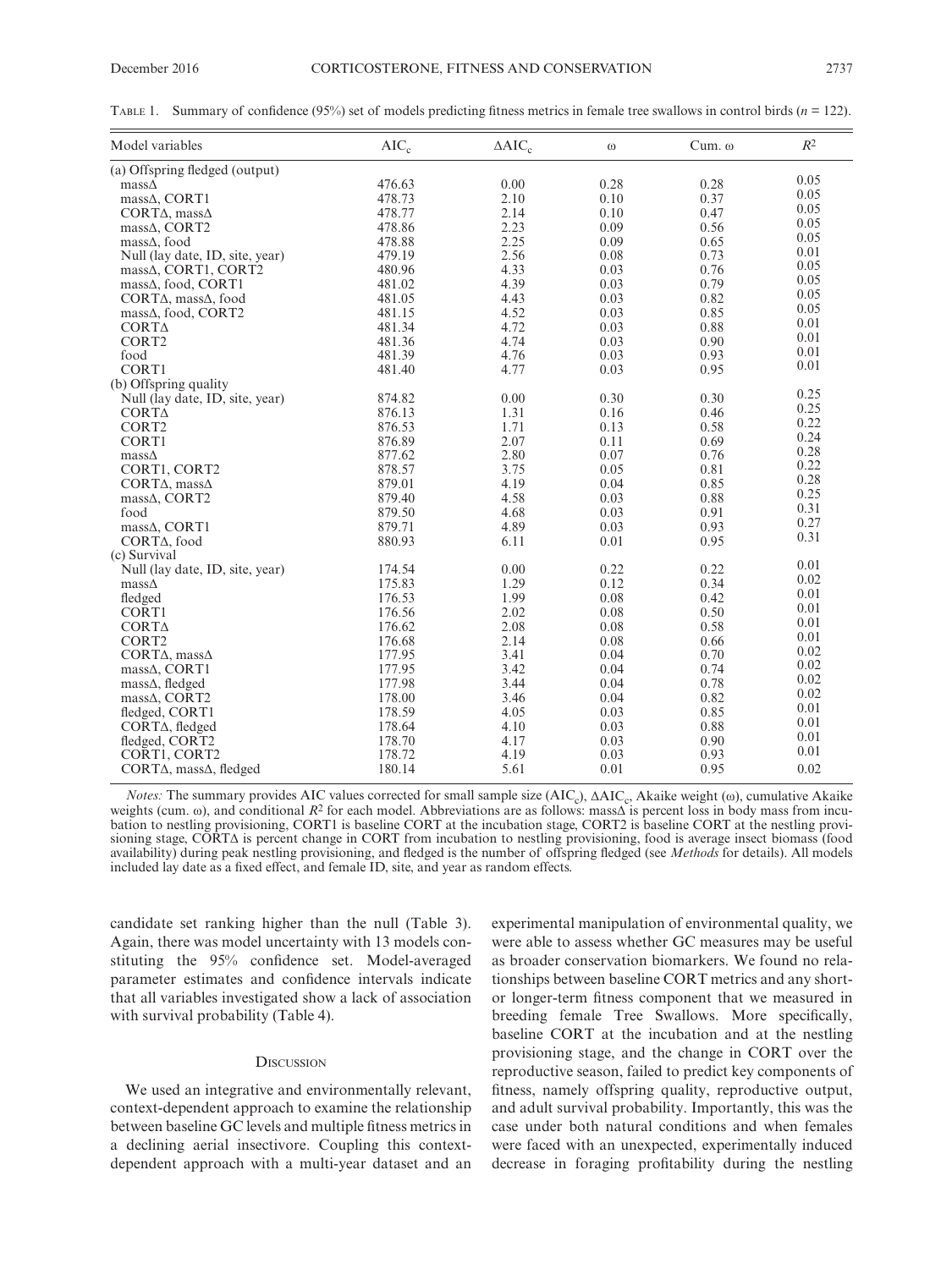Table 1. Summary of confidence (95%) set of models predicting fitness metrics in female tree swallows in control birds ($n$ = 122).

| Model variables | $AIC_c$ | $\Delta AIC_c$ | ω | Cum. ω | $R^2$ |
|---|---|---|---|---|---|
| (a) Offspring fledged (output) | | | | | |
| massΔ | 476.63 | 0.00 | 0.28 | 0.28 | 0.05 |
| massΔ, CORT1 | 478.73 | 2.10 | 0.10 | 0.37 | 0.05 |
| CORTΔ, massΔ | 478.77 | 2.14 | 0.10 | 0.47 | 0.05 |
| massΔ, CORT2 | 478.86 | 2.23 | 0.09 | 0.56 | 0.05 |
| massΔ, food | 478.88 | 2.25 | 0.09 | 0.65 | 0.05 |
| Null (lay date, ID, site, year) | 479.19 | 2.56 | 0.08 | 0.73 | 0.01 |
| massΔ, CORT1, CORT2 | 480.96 | 4.33 | 0.03 | 0.76 | 0.05 |
| massΔ, food, CORT1 | 481.02 | 4.39 | 0.03 | 0.79 | 0.05 |
| CORTΔ, massΔ, food | 481.05 | 4.43 | 0.03 | 0.82 | 0.05 |
| massΔ, food, CORT2 | 481.15 | 4.52 | 0.03 | 0.85 | 0.05 |
| CORTΔ | 481.34 | 4.72 | 0.03 | 0.88 | 0.01 |
| CORT2 | 481.36 | 4.74 | 0.03 | 0.90 | 0.01 |
| food | 481.39 | 4.76 | 0.03 | 0.93 | 0.01 |
| CORT1 | 481.40 | 4.77 | 0.03 | 0.95 | 0.01 |
| (b) Offspring quality | | | | | |
| Null (lay date, ID, site, year) | 874.82 | 0.00 | 0.30 | 0.30 | 0.25 |
| CORTΔ | 876.13 | 1.31 | 0.16 | 0.46 | 0.25 |
| CORT2 | 876.53 | 1.71 | 0.13 | 0.58 | 0.22 |
| CORT1 | 876.89 | 2.07 | 0.11 | 0.69 | 0.24 |
| massΔ | 877.62 | 2.80 | 0.07 | 0.76 | 0.28 |
| CORT1, CORT2 | 878.57 | 3.75 | 0.05 | 0.81 | 0.22 |
| CORTΔ, massΔ | 879.01 | 4.19 | 0.04 | 0.85 | 0.28 |
| massΔ, CORT2 | 879.40 | 4.58 | 0.03 | 0.88 | 0.25 |
| food | 879.50 | 4.68 | 0.03 | 0.91 | 0.31 |
| massΔ, CORT1 | 879.71 | 4.89 | 0.03 | 0.93 | 0.27 |
| CORTΔ, food | 880.93 | 6.11 | 0.01 | 0.95 | 0.31 |
| (c) Survival | | | | | |
| Null (lay date, ID, site, year) | 174.54 | 0.00 | 0.22 | 0.22 | 0.01 |
| massΔ | 175.83 | 1.29 | 0.12 | 0.34 | 0.02 |
| fledged | 176.53 | 1.99 | 0.08 | 0.42 | 0.01 |
| CORT1 | 176.56 | 2.02 | 0.08 | 0.50 | 0.01 |
| CORTΔ | 176.62 | 2.08 | 0.08 | 0.58 | 0.01 |
| CORT2 | 176.68 | 2.14 | 0.08 | 0.66 | 0.01 |
| CORTΔ, massΔ | 177.95 | 3.41 | 0.04 | 0.70 | 0.02 |
| massΔ, CORT1 | 177.95 | 3.42 | 0.04 | 0.74 | 0.02 |
| massΔ, fledged | 177.98 | 3.44 | 0.04 | 0.78 | 0.02 |
| massΔ, CORT2 | 178.00 | 3.46 | 0.04 | 0.82 | 0.02 |
| fledged, CORT1 | 178.59 | 4.05 | 0.03 | 0.85 | 0.01 |
| CORTΔ, fledged | 178.64 | 4.10 | 0.03 | 0.88 | 0.01 |
| fledged, CORT2 | 178.70 | 4.17 | 0.03 | 0.90 | 0.01 |
| CORT1, CORT2 | 178.72 | 4.19 | 0.03 | 0.93 | 0.01 |
| CORTΔ, massΔ, fledged | 180.14 | 5.61 | 0.01 | 0.95 | 0.02 |

*Notes:* The summary provides AIC values corrected for small sample size ($AIC_c$), $\Delta AIC_c$, Akaike weight (ω), cumulative Akaike weights (cum. ω), and conditional $R^2$ for each model. Abbreviations are as follows: massΔ is percent loss in body mass from incubation to nestling provisioning, CORT1 is baseline CORT at the incubation stage, CORT2 is baseline CORT at the nestling provisioning stage, CORTΔ is percent change in CORT from incubation to nestling provisioning, food is average insect biomass (food availability) during peak nestling provisioning, and fledged is the number of offspring fledged (see *Methods* for details). All models included lay date as a fixed effect, and female ID, site, and year as random effects.

candidate set ranking higher than the null (Table 3). Again, there was model uncertainty with 13 models constituting the 95% confidence set. Model-averaged parameter estimates and confidence intervals indicate that all variables investigated show a lack of association with survival probability (Table 4).

## Discussion

We used an integrative and environmentally relevant, context-dependent approach to examine the relationship between baseline GC levels and multiple fitness metrics in a declining aerial insectivore. Coupling this context-dependent approach with a multi-year dataset and an experimental manipulation of environmental quality, we were able to assess whether GC measures may be useful as broader conservation biomarkers. We found no relationships between baseline CORT metrics and any short- or longer-term fitness component that we measured in breeding female Tree Swallows. More specifically, baseline CORT at the incubation and at the nestling provisioning stage, and the change in CORT over the reproductive season, failed to predict key components of fitness, namely offspring quality, reproductive output, and adult survival probability. Importantly, this was the case under both natural conditions and when females were faced with an unexpected, experimentally induced decrease in foraging profitability during the nestling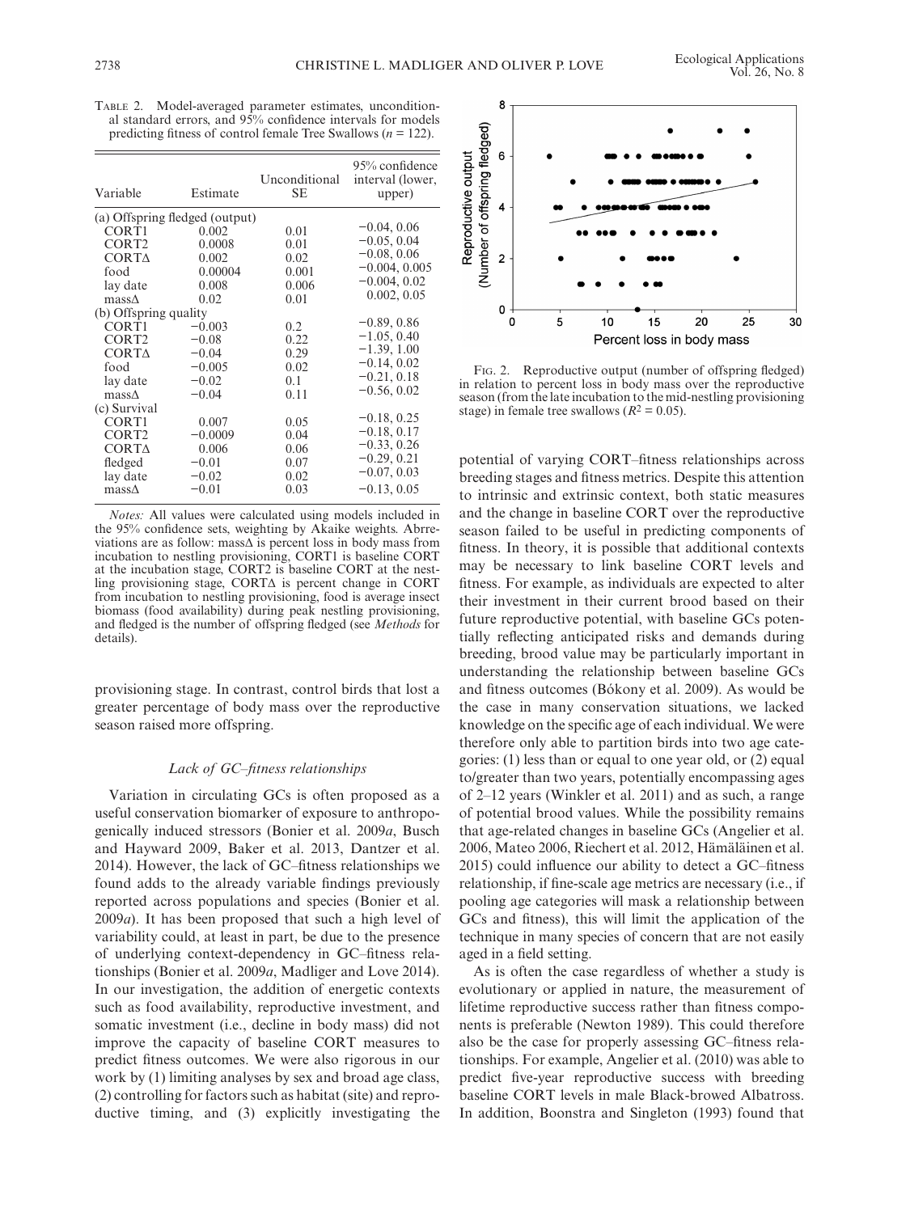Table 2. Model-averaged parameter estimates, unconditional standard errors, and 95% confidence intervals for models predicting fitness of control female Tree Swallows ($n = 122$).

| Variable | Estimate | Unconditional SE | 95% confidence interval (lower, upper) |
|---|---|---|---|
| (a) Offspring fledged (output) | | | |
| CORT1 | 0.002 | 0.01 | −0.04, 0.06 |
| CORT2 | 0.0008 | 0.01 | −0.05, 0.04 |
| CORTΔ | 0.002 | 0.02 | −0.08, 0.06 |
| food | 0.00004 | 0.001 | −0.004, 0.005 |
| lay date | 0.008 | 0.006 | −0.004, 0.02 |
| massΔ | 0.02 | 0.01 | 0.002, 0.05 |
| (b) Offspring quality | | | |
| CORT1 | −0.003 | 0.2 | −0.89, 0.86 |
| CORT2 | −0.08 | 0.22 | −1.05, 0.40 |
| CORTΔ | −0.04 | 0.29 | −1.39, 1.00 |
| food | −0.005 | 0.02 | −0.14, 0.02 |
| lay date | −0.02 | 0.1 | −0.21, 0.18 |
| massΔ | −0.04 | 0.11 | −0.56, 0.02 |
| (c) Survival | | | |
| CORT1 | 0.007 | 0.05 | −0.18, 0.25 |
| CORT2 | −0.0009 | 0.04 | −0.18, 0.17 |
| CORTΔ | 0.006 | 0.06 | −0.33, 0.26 |
| fledged | −0.01 | 0.07 | −0.29, 0.21 |
| lay date | −0.02 | 0.02 | −0.07, 0.03 |
| massΔ | −0.01 | 0.03 | −0.13, 0.05 |

*Notes:* All values were calculated using models included in the 95% confidence sets, weighting by Akaike weights. Abbreviations are as follow: massΔ is percent loss in body mass from incubation to nestling provisioning, CORT1 is baseline CORT at the incubation stage, CORT2 is baseline CORT at the nestling provisioning stage, CORTΔ is percent change in CORT from incubation to nestling provisioning, food is average insect biomass (food availability) during peak nestling provisioning, and fledged is the number of offspring fledged (see *Methods* for details).

Fig. 2. Reproductive output (number of offspring fledged) in relation to percent loss in body mass over the reproductive season (from the late incubation to the mid-nestling provisioning stage) in female tree swallows ($R^2 = 0.05$).

provisioning stage. In contrast, control birds that lost a greater percentage of body mass over the reproductive season raised more offspring.

### *Lack of GC–fitness relationships*

Variation in circulating GCs is often proposed as a useful conservation biomarker of exposure to anthropogenically induced stressors (Bonier et al. 2009*a*, Busch and Hayward 2009, Baker et al. 2013, Dantzer et al. 2014). However, the lack of GC–fitness relationships we found adds to the already variable findings previously reported across populations and species (Bonier et al. 2009*a*). It has been proposed that such a high level of variability could, at least in part, be due to the presence of underlying context-dependency in GC–fitness relationships (Bonier et al. 2009*a*, Madliger and Love 2014). In our investigation, the addition of energetic contexts such as food availability, reproductive investment, and somatic investment (i.e., decline in body mass) did not improve the capacity of baseline CORT measures to predict fitness outcomes. We were also rigorous in our work by (1) limiting analyses by sex and broad age class, (2) controlling for factors such as habitat (site) and reproductive timing, and (3) explicitly investigating the potential of varying CORT–fitness relationships across breeding stages and fitness metrics. Despite this attention to intrinsic and extrinsic context, both static measures and the change in baseline CORT over the reproductive season failed to be useful in predicting components of fitness. In theory, it is possible that additional contexts may be necessary to link baseline CORT levels and fitness. For example, as individuals are expected to alter their investment in their current brood based on their future reproductive potential, with baseline GCs potentially reflecting anticipated risks and demands during breeding, brood value may be particularly important in understanding the relationship between baseline GCs and fitness outcomes (Bókony et al. 2009). As would be the case in many conservation situations, we lacked knowledge on the specific age of each individual. We were therefore only able to partition birds into two age categories: (1) less than or equal to one year old, or (2) equal to/greater than two years, potentially encompassing ages of 2–12 years (Winkler et al. 2011) and as such, a range of potential brood values. While the possibility remains that age-related changes in baseline GCs (Angelier et al. 2006, Mateo 2006, Riechert et al. 2012, Hämäläinen et al. 2015) could influence our ability to detect a GC–fitness relationship, if fine-scale age metrics are necessary (i.e., if pooling age categories will mask a relationship between GCs and fitness), this will limit the application of the technique in many species of concern that are not easily aged in a field setting.

As is often the case regardless of whether a study is evolutionary or applied in nature, the measurement of lifetime reproductive success rather than fitness components is preferable (Newton 1989). This could therefore also be the case for properly assessing GC–fitness relationships. For example, Angelier et al. (2010) was able to predict five-year reproductive success with breeding baseline CORT levels in male Black-browed Albatross. In addition, Boonstra and Singleton (1993) found that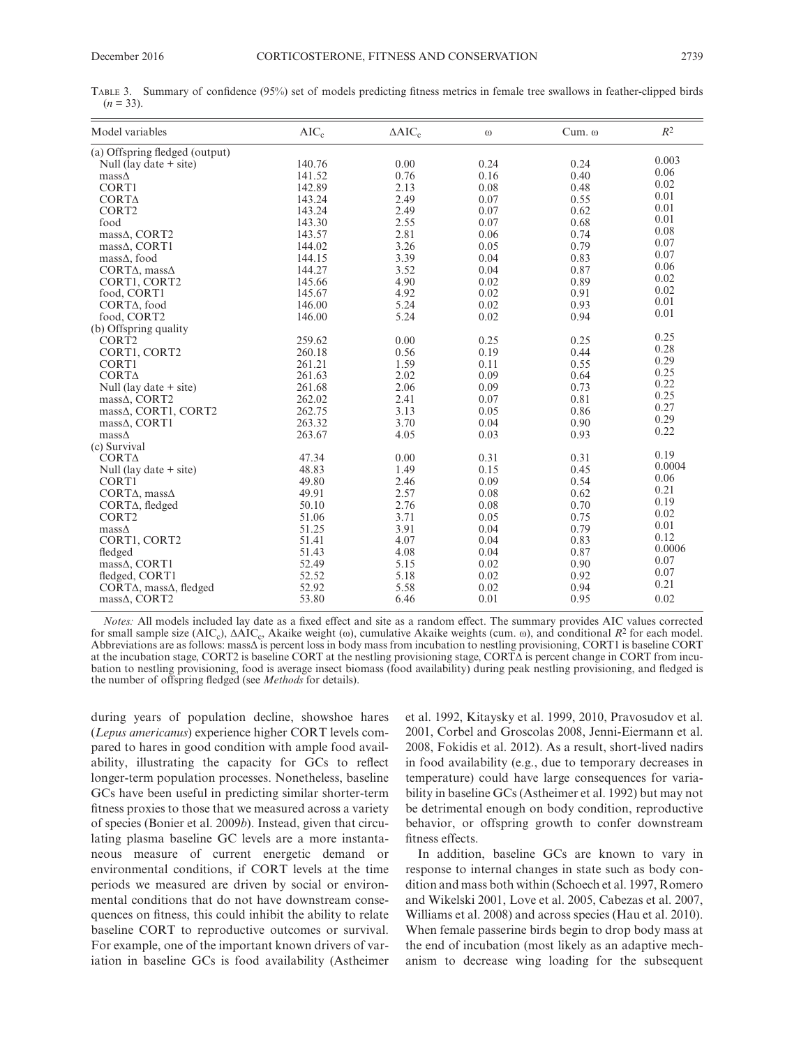Table 3. Summary of confidence (95%) set of models predicting fitness metrics in female tree swallows in feather-clipped birds ($n = 33$).

| Model variables | $AIC_c$ | $\Delta AIC_c$ | ω | Cum. ω | $R^2$ |
|---|---|---|---|---|---|
| (a) Offspring fledged (output) | | | | | |
| Null (lay date + site) | 140.76 | 0.00 | 0.24 | 0.24 | 0.003 |
| massΔ | 141.52 | 0.76 | 0.16 | 0.40 | 0.06 |
| CORT1 | 142.89 | 2.13 | 0.08 | 0.48 | 0.02 |
| CORTΔ | 143.24 | 2.49 | 0.07 | 0.55 | 0.01 |
| CORT2 | 143.24 | 2.49 | 0.07 | 0.62 | 0.01 |
| food | 143.30 | 2.55 | 0.07 | 0.68 | 0.01 |
| massΔ, CORT2 | 143.57 | 2.81 | 0.06 | 0.74 | 0.08 |
| massΔ, CORT1 | 144.02 | 3.26 | 0.05 | 0.79 | 0.07 |
| massΔ, food | 144.15 | 3.39 | 0.04 | 0.83 | 0.07 |
| CORTΔ, massΔ | 144.27 | 3.52 | 0.04 | 0.87 | 0.06 |
| CORT1, CORT2 | 145.66 | 4.90 | 0.02 | 0.89 | 0.02 |
| food, CORT1 | 145.67 | 4.92 | 0.02 | 0.91 | 0.02 |
| CORTΔ, food | 146.00 | 5.24 | 0.02 | 0.93 | 0.01 |
| food, CORT2 | 146.00 | 5.24 | 0.02 | 0.94 | 0.01 |
| (b) Offspring quality | | | | | |
| CORT2 | 259.62 | 0.00 | 0.25 | 0.25 | 0.25 |
| CORT1, CORT2 | 260.18 | 0.56 | 0.19 | 0.44 | 0.28 |
| CORT1 | 261.21 | 1.59 | 0.11 | 0.55 | 0.29 |
| CORTΔ | 261.63 | 2.02 | 0.09 | 0.64 | 0.25 |
| Null (lay date + site) | 261.68 | 2.06 | 0.09 | 0.73 | 0.22 |
| massΔ, CORT2 | 262.02 | 2.41 | 0.07 | 0.81 | 0.25 |
| massΔ, CORT1, CORT2 | 262.75 | 3.13 | 0.05 | 0.86 | 0.27 |
| massΔ, CORT1 | 263.32 | 3.70 | 0.04 | 0.90 | 0.29 |
| massΔ | 263.67 | 4.05 | 0.03 | 0.93 | 0.22 |
| (c) Survival | | | | | |
| CORTΔ | 47.34 | 0.00 | 0.31 | 0.31 | 0.19 |
| Null (lay date + site) | 48.83 | 1.49 | 0.15 | 0.45 | 0.0004 |
| CORT1 | 49.80 | 2.46 | 0.09 | 0.54 | 0.06 |
| CORTΔ, massΔ | 49.91 | 2.57 | 0.08 | 0.62 | 0.21 |
| CORTΔ, fledged | 50.10 | 2.76 | 0.08 | 0.70 | 0.19 |
| CORT2 | 51.06 | 3.71 | 0.05 | 0.75 | 0.02 |
| massΔ | 51.25 | 3.91 | 0.04 | 0.79 | 0.01 |
| CORT1, CORT2 | 51.41 | 4.07 | 0.04 | 0.83 | 0.12 |
| fledged | 51.43 | 4.08 | 0.04 | 0.87 | 0.0006 |
| massΔ, CORT1 | 52.49 | 5.15 | 0.02 | 0.90 | 0.07 |
| fledged, CORT1 | 52.52 | 5.18 | 0.02 | 0.92 | 0.07 |
| CORTΔ, massΔ, fledged | 52.92 | 5.58 | 0.02 | 0.94 | 0.21 |
| massΔ, CORT2 | 53.80 | 6.46 | 0.01 | 0.95 | 0.02 |

*Notes:* All models included lay date as a fixed effect and site as a random effect. The summary provides AIC values corrected for small sample size ($AIC_c$), $\Delta AIC_c$, Akaike weight (ω), cumulative Akaike weights (cum. ω), and conditional $R^2$ for each model. Abbreviations are as follows: massΔ is percent loss in body mass from incubation to nestling provisioning, CORT1 is baseline CORT at the incubation stage, CORT2 is baseline CORT at the nestling provisioning stage, CORTΔ is percent change in CORT from incubation to nestling provisioning, food is average insect biomass (food availability) during peak nestling provisioning, and fledged is the number of offspring fledged (see *Methods* for details).

during years of population decline, showshoe hares (*Lepus americanus*) experience higher CORT levels compared to hares in good condition with ample food availability, illustrating the capacity for GCs to reflect longer-term population processes. Nonetheless, baseline GCs have been useful in predicting similar shorter-term fitness proxies to those that we measured across a variety of species (Bonier et al. 2009*b*). Instead, given that circulating plasma baseline GC levels are a more instantaneous measure of current energetic demand or environmental conditions, if CORT levels at the time periods we measured are driven by social or environmental conditions that do not have downstream consequences on fitness, this could inhibit the ability to relate baseline CORT to reproductive outcomes or survival. For example, one of the important known drivers of variation in baseline GCs is food availability (Astheimer et al. 1992, Kitaysky et al. 1999, 2010, Pravosudov et al. 2001, Corbel and Groscolas 2008, Jenni-Eiermann et al. 2008, Fokidis et al. 2012). As a result, short-lived nadirs in food availability (e.g., due to temporary decreases in temperature) could have large consequences for variability in baseline GCs (Astheimer et al. 1992) but may not be detrimental enough on body condition, reproductive behavior, or offspring growth to confer downstream fitness effects.

In addition, baseline GCs are known to vary in response to internal changes in state such as body condition and mass both within (Schoech et al. 1997, Romero and Wikelski 2001, Love et al. 2005, Cabezas et al. 2007, Williams et al. 2008) and across species (Hau et al. 2010). When female passerine birds begin to drop body mass at the end of incubation (most likely as an adaptive mechanism to decrease wing loading for the subsequent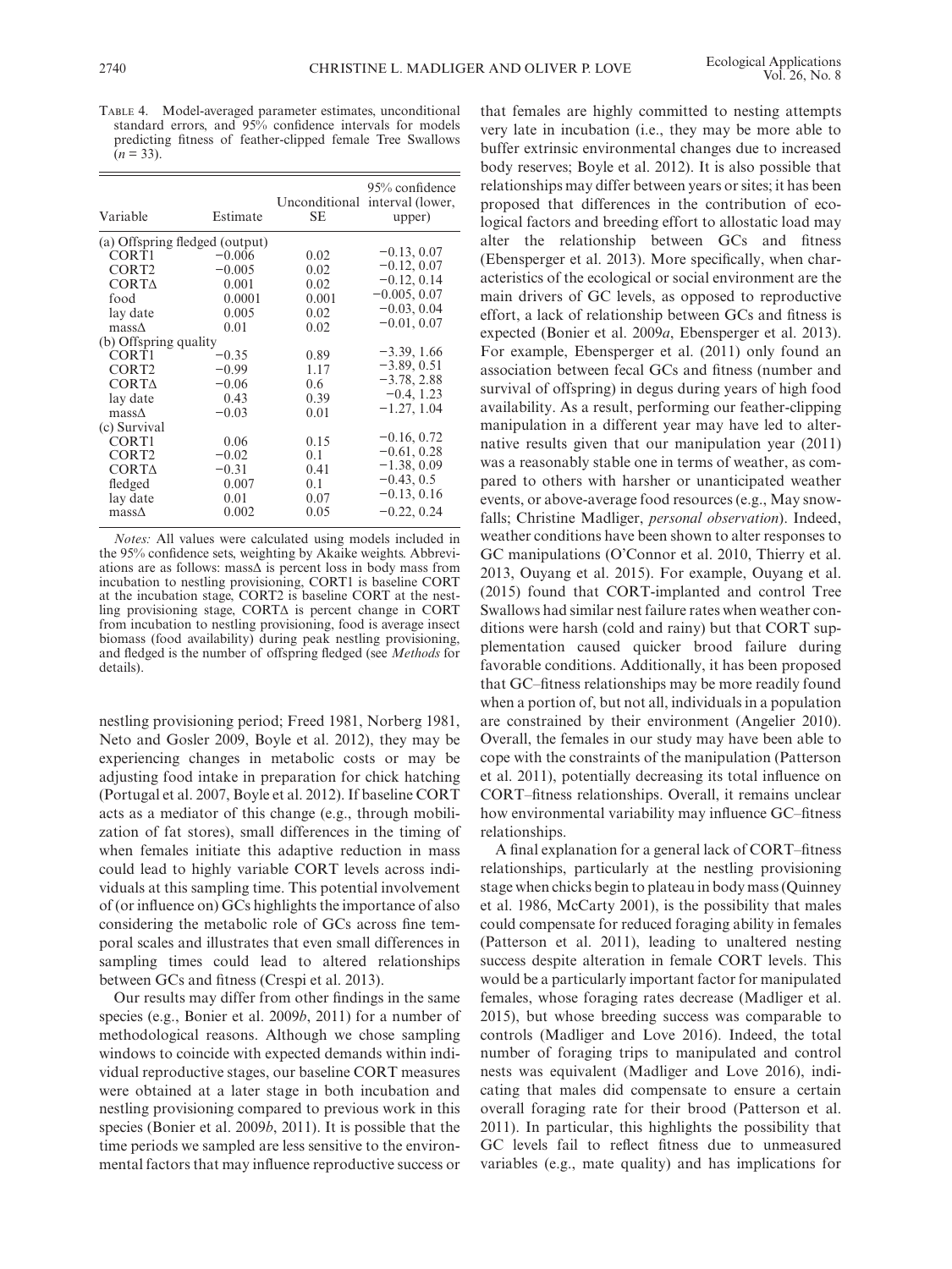Table 4. Model-averaged parameter estimates, unconditional standard errors, and 95% confidence intervals for models predicting fitness of feather-clipped female Tree Swallows ($n$ = 33).

| Variable | Estimate | Unconditional SE | 95% confidence interval (lower, upper) |
|---|---|---|---|
| (a) Offspring fledged (output) | | | |
| CORT1 | −0.006 | 0.02 | −0.13, 0.07 |
| CORT2 | −0.005 | 0.02 | −0.12, 0.07 |
| CORTΔ | 0.001 | 0.02 | −0.12, 0.14 |
| food | 0.0001 | 0.001 | −0.005, 0.07 |
| lay date | 0.005 | 0.02 | −0.03, 0.04 |
| massΔ | 0.01 | 0.02 | −0.01, 0.07 |
| (b) Offspring quality | | | |
| CORT1 | −0.35 | 0.89 | −3.39, 1.66 |
| CORT2 | −0.99 | 1.17 | −3.89, 0.51 |
| CORTΔ | −0.06 | 0.6 | −3.78, 2.88 |
| lay date | 0.43 | 0.39 | −0.4, 1.23 |
| massΔ | −0.03 | 0.01 | −1.27, 1.04 |
| (c) Survival | | | |
| CORT1 | 0.06 | 0.15 | −0.16, 0.72 |
| CORT2 | −0.02 | 0.1 | −0.61, 0.28 |
| CORTΔ | −0.31 | 0.41 | −1.38, 0.09 |
| fledged | 0.007 | 0.1 | −0.43, 0.5 |
| lay date | 0.01 | 0.07 | −0.13, 0.16 |
| massΔ | 0.002 | 0.05 | −0.22, 0.24 |

*Notes:* All values were calculated using models included in the 95% confidence sets, weighting by Akaike weights. Abbreviations are as follows: massΔ is percent loss in body mass from incubation to nestling provisioning, CORT1 is baseline CORT at the incubation stage, CORT2 is baseline CORT at the nestling provisioning stage, CORTΔ is percent change in CORT from incubation to nestling provisioning, food is average insect biomass (food availability) during peak nestling provisioning, and fledged is the number of offspring fledged (see *Methods* for details).

nestling provisioning period; Freed 1981, Norberg 1981, Neto and Gosler 2009, Boyle et al. 2012), they may be experiencing changes in metabolic costs or may be adjusting food intake in preparation for chick hatching (Portugal et al. 2007, Boyle et al. 2012). If baseline CORT acts as a mediator of this change (e.g., through mobilization of fat stores), small differences in the timing of when females initiate this adaptive reduction in mass could lead to highly variable CORT levels across individuals at this sampling time. This potential involvement of (or influence on) GCs highlights the importance of also considering the metabolic role of GCs across fine temporal scales and illustrates that even small differences in sampling times could lead to altered relationships between GCs and fitness (Crespi et al. 2013).

Our results may differ from other findings in the same species (e.g., Bonier et al. 2009*b*, 2011) for a number of methodological reasons. Although we chose sampling windows to coincide with expected demands within individual reproductive stages, our baseline CORT measures were obtained at a later stage in both incubation and nestling provisioning compared to previous work in this species (Bonier et al. 2009*b*, 2011). It is possible that the time periods we sampled are less sensitive to the environmental factors that may influence reproductive success or that females are highly committed to nesting attempts very late in incubation (i.e., they may be more able to buffer extrinsic environmental changes due to increased body reserves; Boyle et al. 2012). It is also possible that relationships may differ between years or sites; it has been proposed that differences in the contribution of ecological factors and breeding effort to allostatic load may alter the relationship between GCs and fitness (Ebensperger et al. 2013). More specifically, when characteristics of the ecological or social environment are the main drivers of GC levels, as opposed to reproductive effort, a lack of relationship between GCs and fitness is expected (Bonier et al. 2009*a*, Ebensperger et al. 2013). For example, Ebensperger et al. (2011) only found an association between fecal GCs and fitness (number and survival of offspring) in degus during years of high food availability. As a result, performing our feather-clipping manipulation in a different year may have led to alternative results given that our manipulation year (2011) was a reasonably stable one in terms of weather, as compared to others with harsher or unanticipated weather events, or above-average food resources (e.g., May snowfalls; Christine Madliger, *personal observation*). Indeed, weather conditions have been shown to alter responses to GC manipulations (O'Connor et al. 2010, Thierry et al. 2013, Ouyang et al. 2015). For example, Ouyang et al. (2015) found that CORT-implanted and control Tree Swallows had similar nest failure rates when weather conditions were harsh (cold and rainy) but that CORT supplementation caused quicker brood failure during favorable conditions. Additionally, it has been proposed that GC–fitness relationships may be more readily found when a portion of, but not all, individuals in a population are constrained by their environment (Angelier 2010). Overall, the females in our study may have been able to cope with the constraints of the manipulation (Patterson et al. 2011), potentially decreasing its total influence on CORT–fitness relationships. Overall, it remains unclear how environmental variability may influence GC–fitness relationships.

A final explanation for a general lack of CORT–fitness relationships, particularly at the nestling provisioning stage when chicks begin to plateau in body mass (Quinney et al. 1986, McCarty 2001), is the possibility that males could compensate for reduced foraging ability in females (Patterson et al. 2011), leading to unaltered nesting success despite alteration in female CORT levels. This would be a particularly important factor for manipulated females, whose foraging rates decrease (Madliger et al. 2015), but whose breeding success was comparable to controls (Madliger and Love 2016). Indeed, the total number of foraging trips to manipulated and control nests was equivalent (Madliger and Love 2016), indicating that males did compensate to ensure a certain overall foraging rate for their brood (Patterson et al. 2011). In particular, this highlights the possibility that GC levels fail to reflect fitness due to unmeasured variables (e.g., mate quality) and has implications for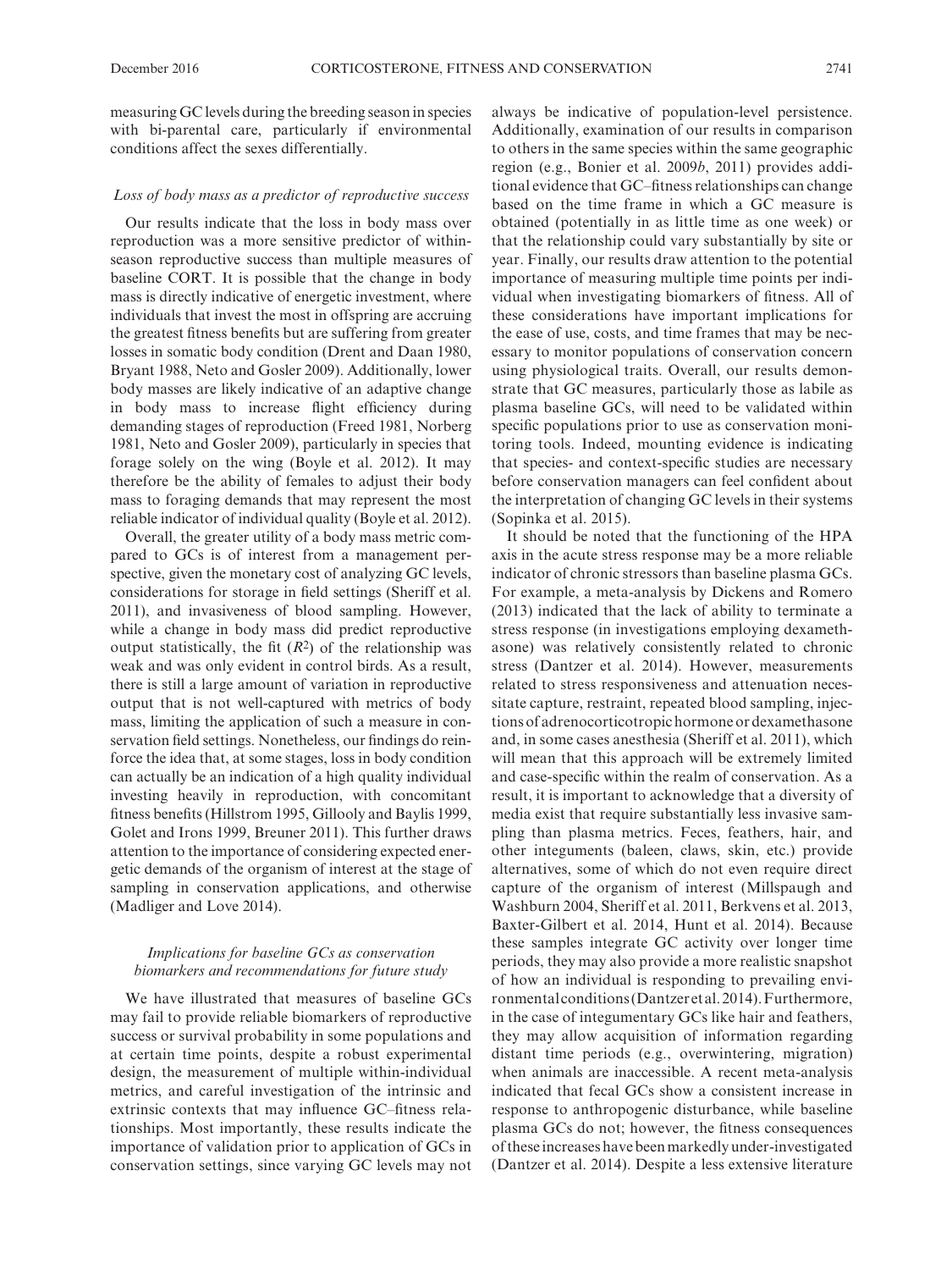measuring GC levels during the breeding season in species with bi-parental care, particularly if environmental conditions affect the sexes differentially.

### *Loss of body mass as a predictor of reproductive success*

Our results indicate that the loss in body mass over reproduction was a more sensitive predictor of within-season reproductive success than multiple measures of baseline CORT. It is possible that the change in body mass is directly indicative of energetic investment, where individuals that invest the most in offspring are accruing the greatest fitness benefits but are suffering from greater losses in somatic body condition (Drent and Daan 1980, Bryant 1988, Neto and Gosler 2009). Additionally, lower body masses are likely indicative of an adaptive change in body mass to increase flight efficiency during demanding stages of reproduction (Freed 1981, Norberg 1981, Neto and Gosler 2009), particularly in species that forage solely on the wing (Boyle et al. 2012). It may therefore be the ability of females to adjust their body mass to foraging demands that may represent the most reliable indicator of individual quality (Boyle et al. 2012).

Overall, the greater utility of a body mass metric compared to GCs is of interest from a management perspective, given the monetary cost of analyzing GC levels, considerations for storage in field settings (Sheriff et al. 2011), and invasiveness of blood sampling. However, while a change in body mass did predict reproductive output statistically, the fit ($R^2$) of the relationship was weak and was only evident in control birds. As a result, there is still a large amount of variation in reproductive output that is not well-captured with metrics of body mass, limiting the application of such a measure in conservation field settings. Nonetheless, our findings do reinforce the idea that, at some stages, loss in body condition can actually be an indication of a high quality individual investing heavily in reproduction, with concomitant fitness benefits (Hillstrom 1995, Gillooly and Baylis 1999, Golet and Irons 1999, Breuner 2011). This further draws attention to the importance of considering expected energetic demands of the organism of interest at the stage of sampling in conservation applications, and otherwise (Madliger and Love 2014).

### *Implications for baseline GCs as conservation biomarkers and recommendations for future study*

We have illustrated that measures of baseline GCs may fail to provide reliable biomarkers of reproductive success or survival probability in some populations and at certain time points, despite a robust experimental design, the measurement of multiple within-individual metrics, and careful investigation of the intrinsic and extrinsic contexts that may influence GC–fitness relationships. Most importantly, these results indicate the importance of validation prior to application of GCs in conservation settings, since varying GC levels may not always be indicative of population-level persistence. Additionally, examination of our results in comparison to others in the same species within the same geographic region (e.g., Bonier et al. 2009*b*, 2011) provides additional evidence that GC–fitness relationships can change based on the time frame in which a GC measure is obtained (potentially in as little time as one week) or that the relationship could vary substantially by site or year. Finally, our results draw attention to the potential importance of measuring multiple time points per individual when investigating biomarkers of fitness. All of these considerations have important implications for the ease of use, costs, and time frames that may be necessary to monitor populations of conservation concern using physiological traits. Overall, our results demonstrate that GC measures, particularly those as labile as plasma baseline GCs, will need to be validated within specific populations prior to use as conservation monitoring tools. Indeed, mounting evidence is indicating that species- and context-specific studies are necessary before conservation managers can feel confident about the interpretation of changing GC levels in their systems (Sopinka et al. 2015).

It should be noted that the functioning of the HPA axis in the acute stress response may be a more reliable indicator of chronic stressors than baseline plasma GCs. For example, a meta-analysis by Dickens and Romero (2013) indicated that the lack of ability to terminate a stress response (in investigations employing dexamethasone) was relatively consistently related to chronic stress (Dantzer et al. 2014). However, measurements related to stress responsiveness and attenuation necessitate capture, restraint, repeated blood sampling, injections of adrenocorticotropic hormone or dexamethasone and, in some cases anesthesia (Sheriff et al. 2011), which will mean that this approach will be extremely limited and case-specific within the realm of conservation. As a result, it is important to acknowledge that a diversity of media exist that require substantially less invasive sampling than plasma metrics. Feces, feathers, hair, and other integuments (baleen, claws, skin, etc.) provide alternatives, some of which do not even require direct capture of the organism of interest (Millspaugh and Washburn 2004, Sheriff et al. 2011, Berkvens et al. 2013, Baxter-Gilbert et al. 2014, Hunt et al. 2014). Because these samples integrate GC activity over longer time periods, they may also provide a more realistic snapshot of how an individual is responding to prevailing environmental conditions (Dantzer et al. 2014). Furthermore, in the case of integumentary GCs like hair and feathers, they may allow acquisition of information regarding distant time periods (e.g., overwintering, migration) when animals are inaccessible. A recent meta-analysis indicated that fecal GCs show a consistent increase in response to anthropogenic disturbance, while baseline plasma GCs do not; however, the fitness consequences of these increases have been markedly under-investigated (Dantzer et al. 2014). Despite a less extensive literature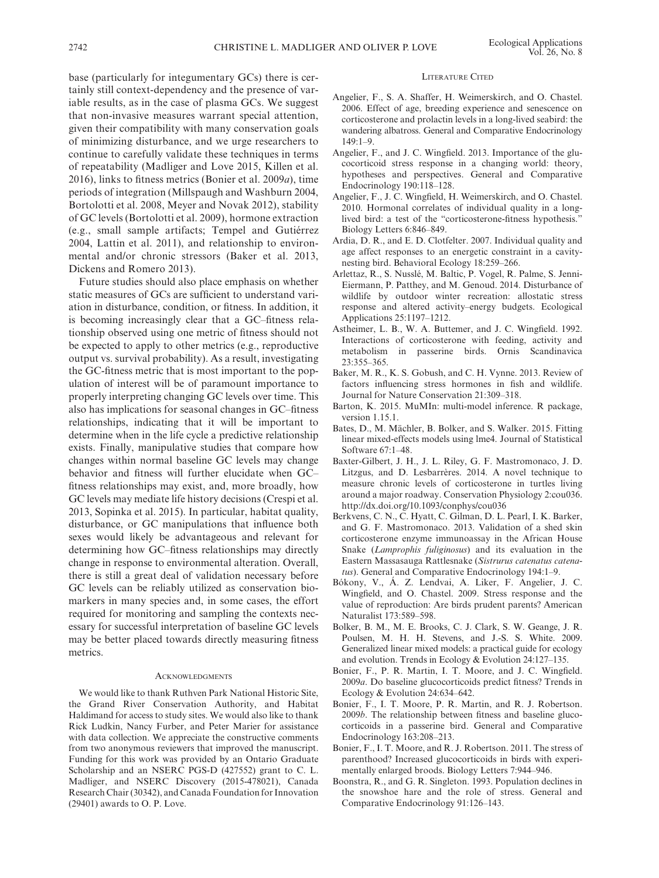base (particularly for integumentary GCs) there is certainly still context-dependency and the presence of variable results, as in the case of plasma GCs. We suggest that non-invasive measures warrant special attention, given their compatibility with many conservation goals of minimizing disturbance, and we urge researchers to continue to carefully validate these techniques in terms of repeatability (Madliger and Love 2015, Killen et al. 2016), links to fitness metrics (Bonier et al. 2009*a*), time periods of integration (Millspaugh and Washburn 2004, Bortolotti et al. 2008, Meyer and Novak 2012), stability of GC levels (Bortolotti et al. 2009), hormone extraction (e.g., small sample artifacts; Tempel and Gutiérrez 2004, Lattin et al. 2011), and relationship to environmental and/or chronic stressors (Baker et al. 2013, Dickens and Romero 2013).

Future studies should also place emphasis on whether static measures of GCs are sufficient to understand variation in disturbance, condition, or fitness. In addition, it is becoming increasingly clear that a GC–fitness relationship observed using one metric of fitness should not be expected to apply to other metrics (e.g., reproductive output vs. survival probability). As a result, investigating the GC-fitness metric that is most important to the population of interest will be of paramount importance to properly interpreting changing GC levels over time. This also has implications for seasonal changes in GC–fitness relationships, indicating that it will be important to determine when in the life cycle a predictive relationship exists. Finally, manipulative studies that compare how changes within normal baseline GC levels may change behavior and fitness will further elucidate when GC–fitness relationships may exist, and, more broadly, how GC levels may mediate life history decisions (Crespi et al. 2013, Sopinka et al. 2015). In particular, habitat quality, disturbance, or GC manipulations that influence both sexes would likely be advantageous and relevant for determining how GC–fitness relationships may directly change in response to environmental alteration. Overall, there is still a great deal of validation necessary before GC levels can be reliably utilized as conservation biomarkers in many species and, in some cases, the effort required for monitoring and sampling the contexts necessary for successful interpretation of baseline GC levels may be better placed towards directly measuring fitness metrics.

## Acknowledgments

We would like to thank Ruthven Park National Historic Site, the Grand River Conservation Authority, and Habitat Haldimand for access to study sites. We would also like to thank Rick Ludkin, Nancy Furber, and Peter Marier for assistance with data collection. We appreciate the constructive comments from two anonymous reviewers that improved the manuscript. Funding for this work was provided by an Ontario Graduate Scholarship and an NSERC PGS-D (427552) grant to C. L. Madliger, and NSERC Discovery (2015-478021), Canada Research Chair (30342), and Canada Foundation for Innovation (29401) awards to O. P. Love.

## Literature Cited

Angelier, F., S. A. Shaffer, H. Weimerskirch, and O. Chastel. 2006. Effect of age, breeding experience and senescence on corticosterone and prolactin levels in a long-lived seabird: the wandering albatross. General and Comparative Endocrinology 149:1–9.

Angelier, F., and J. C. Wingfield. 2013. Importance of the glucocorticoid stress response in a changing world: theory, hypotheses and perspectives. General and Comparative Endocrinology 190:118–128.

Angelier, F., J. C. Wingfield, H. Weimerskirch, and O. Chastel. 2010. Hormonal correlates of individual quality in a long-lived bird: a test of the "corticosterone-fitness hypothesis." Biology Letters 6:846–849.

Ardia, D. R., and E. D. Clotfelter. 2007. Individual quality and age affect responses to an energetic constraint in a cavity-nesting bird. Behavioral Ecology 18:259–266.

Arlettaz, R., S. Nusslé, M. Baltic, P. Vogel, R. Palme, S. Jenni-Eiermann, P. Patthey, and M. Genoud. 2014. Disturbance of wildlife by outdoor winter recreation: allostatic stress response and altered activity–energy budgets. Ecological Applications 25:1197–1212.

Astheimer, L. B., W. A. Buttemer, and J. C. Wingfield. 1992. Interactions of corticosterone with feeding, activity and metabolism in passerine birds. Ornis Scandinavica 23:355–365.

Baker, M. R., K. S. Gobush, and C. H. Vynne. 2013. Review of factors influencing stress hormones in fish and wildlife. Journal for Nature Conservation 21:309–318.

Barton, K. 2015. MuMIn: multi-model inference. R package, version 1.15.1.

Bates, D., M. Mächler, B. Bolker, and S. Walker. 2015. Fitting linear mixed-effects models using lme4. Journal of Statistical Software 67:1–48.

Baxter-Gilbert, J. H., J. L. Riley, G. F. Mastromonaco, J. D. Litzgus, and D. Lesbarrères. 2014. A novel technique to measure chronic levels of corticosterone in turtles living around a major roadway. Conservation Physiology 2:cou036. http://dx.doi.org/10.1093/conphys/cou036

Berkvens, C. N., C. Hyatt, C. Gilman, D. L. Pearl, I. K. Barker, and G. F. Mastromonaco. 2013. Validation of a shed skin corticosterone enzyme immunoassay in the African House Snake (*Lamprophis fuliginosus*) and its evaluation in the Eastern Massasauga Rattlesnake (*Sistrurus catenatus catenatus*). General and Comparative Endocrinology 194:1–9.

Bókony, V., Á. Z. Lendvai, A. Liker, F. Angelier, J. C. Wingfield, and O. Chastel. 2009. Stress response and the value of reproduction: Are birds prudent parents? American Naturalist 173:589–598.

Bolker, B. M., M. E. Brooks, C. J. Clark, S. W. Geange, J. R. Poulsen, M. H. H. Stevens, and J.-S. S. White. 2009. Generalized linear mixed models: a practical guide for ecology and evolution. Trends in Ecology & Evolution 24:127–135.

Bonier, F., P. R. Martin, I. T. Moore, and J. C. Wingfield. 2009*a*. Do baseline glucocorticoids predict fitness? Trends in Ecology & Evolution 24:634–642.

Bonier, F., I. T. Moore, P. R. Martin, and R. J. Robertson. 2009*b*. The relationship between fitness and baseline glucocorticoids in a passerine bird. General and Comparative Endocrinology 163:208–213.

Bonier, F., I. T. Moore, and R. J. Robertson. 2011. The stress of parenthood? Increased glucocorticoids in birds with experimentally enlarged broods. Biology Letters 7:944–946.

Boonstra, R., and G. R. Singleton. 1993. Population declines in the snowshoe hare and the role of stress. General and Comparative Endocrinology 91:126–143.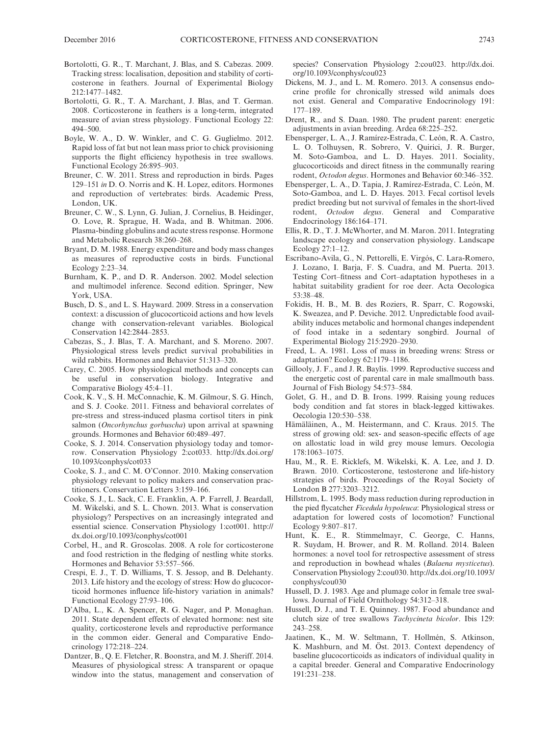Bortolotti, G. R., T. Marchant, J. Blas, and S. Cabezas. 2009. Tracking stress: localisation, deposition and stability of corticosterone in feathers. Journal of Experimental Biology 212:1477–1482.

Bortolotti, G. R., T. A. Marchant, J. Blas, and T. German. 2008. Corticosterone in feathers is a long-term, integrated measure of avian stress physiology. Functional Ecology 22: 494–500.

Boyle, W. A., D. W. Winkler, and C. G. Guglielmo. 2012. Rapid loss of fat but not lean mass prior to chick provisioning supports the flight efficiency hypothesis in tree swallows. Functional Ecology 26:895–903.

Breuner, C. W. 2011. Stress and reproduction in birds. Pages 129–151 *in* D. O. Norris and K. H. Lopez, editors. Hormones and reproduction of vertebrates: birds. Academic Press, London, UK.

Breuner, C. W., S. Lynn, G. Julian, J. Cornelius, B. Heidinger, O. Love, R. Sprague, H. Wada, and B. Whitman. 2006. Plasma-binding globulins and acute stress response. Hormone and Metabolic Research 38:260–268.

Bryant, D. M. 1988. Energy expenditure and body mass changes as measures of reproductive costs in birds. Functional Ecology 2:23–34.

Burnham, K. P., and D. R. Anderson. 2002. Model selection and multimodel inference. Second edition. Springer, New York, USA.

Busch, D. S., and L. S. Hayward. 2009. Stress in a conservation context: a discussion of glucocorticoid actions and how levels change with conservation-relevant variables. Biological Conservation 142:2844–2853.

Cabezas, S., J. Blas, T. A. Marchant, and S. Moreno. 2007. Physiological stress levels predict survival probabilities in wild rabbits. Hormones and Behavior 51:313–320.

Carey, C. 2005. How physiological methods and concepts can be useful in conservation biology. Integrative and Comparative Biology 45:4–11.

Cook, K. V., S. H. McConnachie, K. M. Gilmour, S. G. Hinch, and S. J. Cooke. 2011. Fitness and behavioral correlates of pre-stress and stress-induced plasma cortisol titers in pink salmon (*Oncorhynchus gorbuscha*) upon arrival at spawning grounds. Hormones and Behavior 60:489–497.

Cooke, S. J. 2014. Conservation physiology today and tomorrow. Conservation Physiology 2:cot033. http://dx.doi.org/10.1093/conphys/cot033

Cooke, S. J., and C. M. O'Connor. 2010. Making conservation physiology relevant to policy makers and conservation practitioners. Conservation Letters 3:159–166.

Cooke, S. J., L. Sack, C. E. Franklin, A. P. Farrell, J. Beardall, M. Wikelski, and S. L. Chown. 2013. What is conservation physiology? Perspectives on an increasingly integrated and essential science. Conservation Physiology 1:cot001. http://dx.doi.org/10.1093/conphys/cot001

Corbel, H., and R. Groscolas. 2008. A role for corticosterone and food restriction in the fledging of nestling white storks. Hormones and Behavior 53:557–566.

Crespi, E. J., T. D. Williams, T. S. Jessop, and B. Delehanty. 2013. Life history and the ecology of stress: How do glucocorticoid hormones influence life-history variation in animals? Functional Ecology 27:93–106.

D'Alba, L., K. A. Spencer, R. G. Nager, and P. Monaghan. 2011. State dependent effects of elevated hormone: nest site quality, corticosterone levels and reproductive performance in the common eider. General and Comparative Endocrinology 172:218–224.

Dantzer, B., Q. E. Fletcher, R. Boonstra, and M. J. Sheriff. 2014. Measures of physiological stress: A transparent or opaque window into the status, management and conservation of species? Conservation Physiology 2:cou023. http://dx.doi.org/10.1093/conphys/cou023

Dickens, M. J., and L. M. Romero. 2013. A consensus endocrine profile for chronically stressed wild animals does not exist. General and Comparative Endocrinology 191: 177–189.

Drent, R., and S. Daan. 1980. The prudent parent: energetic adjustments in avian breeding. Ardea 68:225–252.

Ebensperger, L. A., J. Ramírez-Estrada, C. León, R. A. Castro, L. O. Tolhuysen, R. Sobrero, V. Quirici, J. R. Burger, M. Soto-Gamboa, and L. D. Hayes. 2011. Sociality, glucocorticoids and direct fitness in the communally rearing rodent, *Octodon degus*. Hormones and Behavior 60:346–352.

Ebensperger, L. A., D. Tapia, J. Ramírez-Estrada, C. León, M. Soto-Gamboa, and L. D. Hayes. 2013. Fecal cortisol levels predict breeding but not survival of females in the short-lived rodent, *Octodon degus*. General and Comparative Endocrinology 186:164–171.

Ellis, R. D., T. J. McWhorter, and M. Maron. 2011. Integrating landscape ecology and conservation physiology. Landscape Ecology 27:1–12.

Escribano-Avila, G., N. Pettorelli, E. Virgós, C. Lara-Romero, J. Lozano, I. Barja, F. S. Cuadra, and M. Puerta. 2013. Testing Cort–fitness and Cort–adaptation hypotheses in a habitat suitability gradient for roe deer. Acta Oecologica 53:38–48.

Fokidis, H. B., M. B. des Roziers, R. Sparr, C. Rogowski, K. Sweazea, and P. Deviche. 2012. Unpredictable food availability induces metabolic and hormonal changes independent of food intake in a sedentary songbird. Journal of Experimental Biology 215:2920–2930.

Freed, L. A. 1981. Loss of mass in breeding wrens: Stress or adaptation? Ecology 62:1179–1186.

Gillooly, J. F., and J. R. Baylis. 1999. Reproductive success and the energetic cost of parental care in male smallmouth bass. Journal of Fish Biology 54:573–584.

Golet, G. H., and D. B. Irons. 1999. Raising young reduces body condition and fat stores in black-legged kittiwakes. Oecologia 120:530–538.

Hämäläinen, A., M. Heistermann, and C. Kraus. 2015. The stress of growing old: sex- and season-specific effects of age on allostatic load in wild grey mouse lemurs. Oecologia 178:1063–1075.

Hau, M., R. E. Ricklefs, M. Wikelski, K. A. Lee, and J. D. Brawn. 2010. Corticosterone, testosterone and life-history strategies of birds. Proceedings of the Royal Society of London B 277:3203–3212.

Hillstrom, L. 1995. Body mass reduction during reproduction in the pied flycatcher *Ficedula hypoleuca*: Physiological stress or adaptation for lowered costs of locomotion? Functional Ecology 9:807–817.

Hunt, K. E., R. Stimmelmayr, C. George, C. Hanns, R. Suydam, H. Brower, and R. M. Rolland. 2014. Baleen hormones: a novel tool for retrospective assessment of stress and reproduction in bowhead whales (*Balaena mysticetus*). Conservation Physiology 2:cou030. http://dx.doi.org/10.1093/conphys/cou030

Hussell, D. J. 1983. Age and plumage color in female tree swallows. Journal of Field Ornithology 54:312–318.

Hussell, D. J., and T. E. Quinney. 1987. Food abundance and clutch size of tree swallows *Tachycineta bicolor*. Ibis 129: 243–258.

Jaatinen, K., M. W. Seltmann, T. Hollmén, S. Atkinson, K. Mashburn, and M. Öst. 2013. Context dependency of baseline glucocorticoids as indicators of individual quality in a capital breeder. General and Comparative Endocrinology 191:231–238.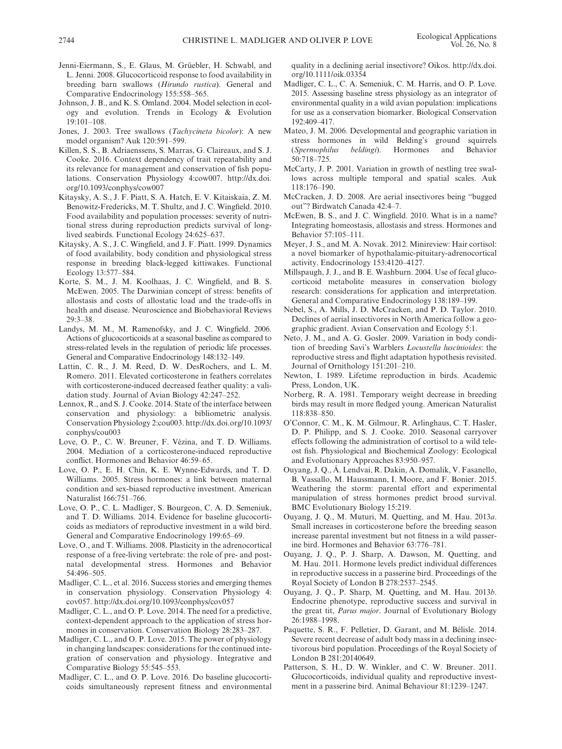Jenni-Eiermann, S., E. Glaus, M. Grüebler, H. Schwabl, and L. Jenni. 2008. Glucocorticoid response to food availability in breeding barn swallows (*Hirundo rustica*). General and Comparative Endocrinology 155:558–565.

Johnson, J. B., and K. S. Omland. 2004. Model selection in ecology and evolution. Trends in Ecology & Evolution 19:101–108.

Jones, J. 2003. Tree swallows (*Tachycineta bicolor*): A new model organism? Auk 120:591–599.

Killen, S. S., B. Adriaenssens, S. Marras, G. Claireaux, and S. J. Cooke. 2016. Context dependency of trait repeatability and its relevance for management and conservation of fish populations. Conservation Physiology 4:cow007. http://dx.doi.org/10.1093/conphys/cow007

Kitaysky, A. S., J. F. Piatt, S. A. Hatch, E. V. Kitaiskaia, Z. M. Benowitz-Fredericks, M. T. Shultz, and J. C. Wingfield. 2010. Food availability and population processes: severity of nutritional stress during reproduction predicts survival of long-lived seabirds. Functional Ecology 24:625–637.

Kitaysky, A. S., J. C. Wingfield, and J. F. Piatt. 1999. Dynamics of food availability, body condition and physiological stress response in breeding black-legged kittiwakes. Functional Ecology 13:577–584.

Korte, S. M., J. M. Koolhaas, J. C. Wingfield, and B. S. McEwen. 2005. The Darwinian concept of stress: benefits of allostasis and costs of allostatic load and the trade-offs in health and disease. Neuroscience and Biobehavioral Reviews 29:3–38.

Landys, M. M., M. Ramenofsky, and J. C. Wingfield. 2006. Actions of glucocorticoids at a seasonal baseline as compared to stress-related levels in the regulation of periodic life processes. General and Comparative Endocrinology 148:132–149.

Lattin, C. R., J. M. Reed, D. W. DesRochers, and L. M. Romero. 2011. Elevated corticosterone in feathers correlates with corticosterone-induced decreased feather quality: a validation study. Journal of Avian Biology 42:247–252.

Lennox, R., and S. J. Cooke. 2014. State of the interface between conservation and physiology: a bibliometric analysis. Conservation Physiology 2:cou003. http://dx.doi.org/10.1093/conphys/cou003

Love, O. P., C. W. Breuner, F. Vézina, and T. D. Williams. 2004. Mediation of a corticosterone-induced reproductive conflict. Hormones and Behavior 46:59–65.

Love, O. P., E. H. Chin, K. E. Wynne-Edwards, and T. D. Williams. 2005. Stress hormones: a link between maternal condition and sex-biased reproductive investment. American Naturalist 166:751–766.

Love, O. P., C. L. Madliger, S. Bourgeon, C. A. D. Semeniuk, and T. D. Williams. 2014. Evidence for baseline glucocorticoids as mediators of reproductive investment in a wild bird. General and Comparative Endocrinology 199:65–69.

Love, O., and T. Williams. 2008. Plasticity in the adrenocortical response of a free-living vertebrate: the role of pre- and post-natal developmental stress. Hormones and Behavior 54:496–505.

Madliger, C. L., et al. 2016. Success stories and emerging themes in conservation physiology. Conservation Physiology 4: cov057. http://dx.doi.org/10.1093/conphys/cov057

Madliger, C. L., and O. P. Love. 2014. The need for a predictive, context-dependent approach to the application of stress hormones in conservation. Conservation Biology 28:283–287.

Madliger, C. L., and O. P. Love. 2015. The power of physiology in changing landscapes: considerations for the continued integration of conservation and physiology. Integrative and Comparative Biology 55:545–553.

Madliger, C. L., and O. P. Love. 2016. Do baseline glucocorticoids simultaneously represent fitness and environmental quality in a declining aerial insectivore? Oikos. http://dx.doi.org/10.1111/oik.03354

Madliger, C. L., C. A. Semeniuk, C. M. Harris, and O. P. Love. 2015. Assessing baseline stress physiology as an integrator of environmental quality in a wild avian population: implications for use as a conservation biomarker. Biological Conservation 192:409–417.

Mateo, J. M. 2006. Developmental and geographic variation in stress hormones in wild Belding's ground squirrels (*Spermophilus beldingi*). Hormones and Behavior 50:718–725.

McCarty, J. P. 2001. Variation in growth of nestling tree swallows across multiple temporal and spatial scales. Auk 118:176–190.

McCracken, J. D. 2008. Are aerial insectivores being "bugged out"? Birdwatch Canada 42:4–7.

McEwen, B. S., and J. C. Wingfield. 2010. What is in a name? Integrating homeostasis, allostasis and stress. Hormones and Behavior 57:105–111.

Meyer, J. S., and M. A. Novak. 2012. Minireview: Hair cortisol: a novel biomarker of hypothalamic-pituitary-adrenocortical activity. Endocrinology 153:4120–4127.

Millspaugh, J. J., and B. E. Washburn. 2004. Use of fecal glucocorticoid metabolite measures in conservation biology research: considerations for application and interpretation. General and Comparative Endocrinology 138:189–199.

Nebel, S., A. Mills, J. D. McCracken, and P. D. Taylor. 2010. Declines of aerial insectivores in North America follow a geographic gradient. Avian Conservation and Ecology 5:1.

Neto, J. M., and A. G. Gosler. 2009. Variation in body condition of breeding Savi's Warblers *Locustella luscinioides*: the reproductive stress and flight adaptation hypothesis revisited. Journal of Ornithology 151:201–210.

Newton, I. 1989. Lifetime reproduction in birds. Academic Press, London, UK.

Norberg, R. A. 1981. Temporary weight decrease in breeding birds may result in more fledged young. American Naturalist 118:838–850.

O'Connor, C. M., K. M. Gilmour, R. Arlinghaus, C. T. Hasler, D. P. Philipp, and S. J. Cooke. 2010. Seasonal carryover effects following the administration of cortisol to a wild teleost fish. Physiological and Biochemical Zoology: Ecological and Evolutionary Approaches 83:950–957.

Ouyang, J. Q., Á. Lendvai, R. Dakin, A. Domalik, V. Fasanello, B. Vassallo, M. Haussmann, I. Moore, and F. Bonier. 2015. Weathering the storm: parental effort and experimental manipulation of stress hormones predict brood survival. BMC Evolutionary Biology 15:219.

Ouyang, J. Q., M. Muturi, M. Quetting, and M. Hau. 2013*a*. Small increases in corticosterone before the breeding season increase parental investment but not fitness in a wild passerine bird. Hormones and Behavior 63:776–781.

Ouyang, J. Q., P. J. Sharp, A. Dawson, M. Quetting, and M. Hau. 2011. Hormone levels predict individual differences in reproductive success in a passerine bird. Proceedings of the Royal Society of London B 278:2537–2545.

Ouyang, J. Q., P. Sharp, M. Quetting, and M. Hau. 2013*b*. Endocrine phenotype, reproductive success and survival in the great tit, *Parus major*. Journal of Evolutionary Biology 26:1988–1998.

Paquette, S. R., F. Pelletier, D. Garant, and M. Bélisle. 2014. Severe recent decrease of adult body mass in a declining insectivorous bird population. Proceedings of the Royal Society of London B 281:20140649.

Patterson, S. H., D. W. Winkler, and C. W. Breuner. 2011. Glucocorticoids, individual quality and reproductive investment in a passerine bird. Animal Behaviour 81:1239–1247.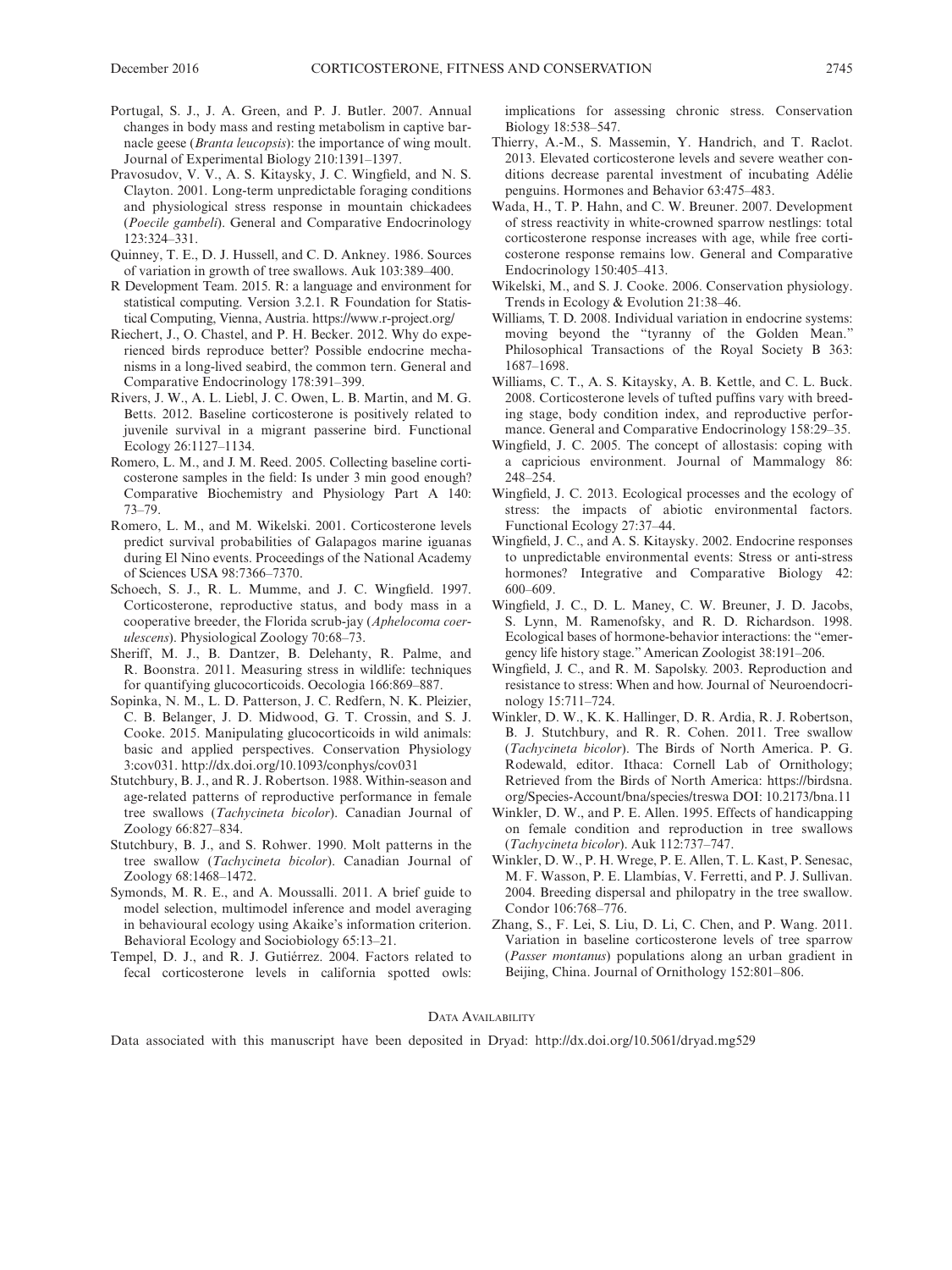Portugal, S. J., J. A. Green, and P. J. Butler. 2007. Annual changes in body mass and resting metabolism in captive barnacle geese (*Branta leucopsis*): the importance of wing moult. Journal of Experimental Biology 210:1391–1397.

Pravosudov, V. V., A. S. Kitaysky, J. C. Wingfield, and N. S. Clayton. 2001. Long-term unpredictable foraging conditions and physiological stress response in mountain chickadees (*Poecile gambeli*). General and Comparative Endocrinology 123:324–331.

Quinney, T. E., D. J. Hussell, and C. D. Ankney. 1986. Sources of variation in growth of tree swallows. Auk 103:389–400.

R Development Team. 2015. R: a language and environment for statistical computing. Version 3.2.1. R Foundation for Statistical Computing, Vienna, Austria. https://www.r-project.org/

Riechert, J., O. Chastel, and P. H. Becker. 2012. Why do experienced birds reproduce better? Possible endocrine mechanisms in a long-lived seabird, the common tern. General and Comparative Endocrinology 178:391–399.

Rivers, J. W., A. L. Liebl, J. C. Owen, L. B. Martin, and M. G. Betts. 2012. Baseline corticosterone is positively related to juvenile survival in a migrant passerine bird. Functional Ecology 26:1127–1134.

Romero, L. M., and J. M. Reed. 2005. Collecting baseline corticosterone samples in the field: Is under 3 min good enough? Comparative Biochemistry and Physiology Part A 140: 73–79.

Romero, L. M., and M. Wikelski. 2001. Corticosterone levels predict survival probabilities of Galapagos marine iguanas during El Nino events. Proceedings of the National Academy of Sciences USA 98:7366–7370.

Schoech, S. J., R. L. Mumme, and J. C. Wingfield. 1997. Corticosterone, reproductive status, and body mass in a cooperative breeder, the Florida scrub-jay (*Aphelocoma coerulescens*). Physiological Zoology 70:68–73.

Sheriff, M. J., B. Dantzer, B. Delehanty, R. Palme, and R. Boonstra. 2011. Measuring stress in wildlife: techniques for quantifying glucocorticoids. Oecologia 166:869–887.

Sopinka, N. M., L. D. Patterson, J. C. Redfern, N. K. Pleizier, C. B. Belanger, J. D. Midwood, G. T. Crossin, and S. J. Cooke. 2015. Manipulating glucocorticoids in wild animals: basic and applied perspectives. Conservation Physiology 3:cov031. http://dx.doi.org/10.1093/conphys/cov031

Stutchbury, B. J., and R. J. Robertson. 1988. Within-season and age-related patterns of reproductive performance in female tree swallows (*Tachycineta bicolor*). Canadian Journal of Zoology 66:827–834.

Stutchbury, B. J., and S. Rohwer. 1990. Molt patterns in the tree swallow (*Tachycineta bicolor*). Canadian Journal of Zoology 68:1468–1472.

Symonds, M. R. E., and A. Moussalli. 2011. A brief guide to model selection, multimodel inference and model averaging in behavioural ecology using Akaike's information criterion. Behavioral Ecology and Sociobiology 65:13–21.

Tempel, D. J., and R. J. Gutiérrez. 2004. Factors related to fecal corticosterone levels in california spotted owls: implications for assessing chronic stress. Conservation Biology 18:538–547.

Thierry, A.-M., S. Massemin, Y. Handrich, and T. Raclot. 2013. Elevated corticosterone levels and severe weather conditions decrease parental investment of incubating Adélie penguins. Hormones and Behavior 63:475–483.

Wada, H., T. P. Hahn, and C. W. Breuner. 2007. Development of stress reactivity in white-crowned sparrow nestlings: total corticosterone response increases with age, while free corticosterone response remains low. General and Comparative Endocrinology 150:405–413.

Wikelski, M., and S. J. Cooke. 2006. Conservation physiology. Trends in Ecology & Evolution 21:38–46.

Williams, T. D. 2008. Individual variation in endocrine systems: moving beyond the "tyranny of the Golden Mean." Philosophical Transactions of the Royal Society B 363: 1687–1698.

Williams, C. T., A. S. Kitaysky, A. B. Kettle, and C. L. Buck. 2008. Corticosterone levels of tufted puffins vary with breeding stage, body condition index, and reproductive performance. General and Comparative Endocrinology 158:29–35.

Wingfield, J. C. 2005. The concept of allostasis: coping with a capricious environment. Journal of Mammalogy 86: 248–254.

Wingfield, J. C. 2013. Ecological processes and the ecology of stress: the impacts of abiotic environmental factors. Functional Ecology 27:37–44.

Wingfield, J. C., and A. S. Kitaysky. 2002. Endocrine responses to unpredictable environmental events: Stress or anti-stress hormones? Integrative and Comparative Biology 42: 600–609.

Wingfield, J. C., D. L. Maney, C. W. Breuner, J. D. Jacobs, S. Lynn, M. Ramenofsky, and R. D. Richardson. 1998. Ecological bases of hormone-behavior interactions: the "emergency life history stage." American Zoologist 38:191–206.

Wingfield, J. C., and R. M. Sapolsky. 2003. Reproduction and resistance to stress: When and how. Journal of Neuroendocrinology 15:711–724.

Winkler, D. W., K. K. Hallinger, D. R. Ardia, R. J. Robertson, B. J. Stutchbury, and R. R. Cohen. 2011. Tree swallow (*Tachycineta bicolor*). The Birds of North America. P. G. Rodewald, editor. Ithaca: Cornell Lab of Ornithology; Retrieved from the Birds of North America: https://birdsna.org/Species-Account/bna/species/treswa DOI: 10.2173/bna.11

Winkler, D. W., and P. E. Allen. 1995. Effects of handicapping on female condition and reproduction in tree swallows (*Tachycineta bicolor*). Auk 112:737–747.

Winkler, D. W., P. H. Wrege, P. E. Allen, T. L. Kast, P. Senesac, M. F. Wasson, P. E. Llambías, V. Ferretti, and P. J. Sullivan. 2004. Breeding dispersal and philopatry in the tree swallow. Condor 106:768–776.

Zhang, S., F. Lei, S. Liu, D. Li, C. Chen, and P. Wang. 2011. Variation in baseline corticosterone levels of tree sparrow (*Passer montanus*) populations along an urban gradient in Beijing, China. Journal of Ornithology 152:801–806.

## Data Availability

Data associated with this manuscript have been deposited in Dryad: http://dx.doi.org/10.5061/dryad.mg529